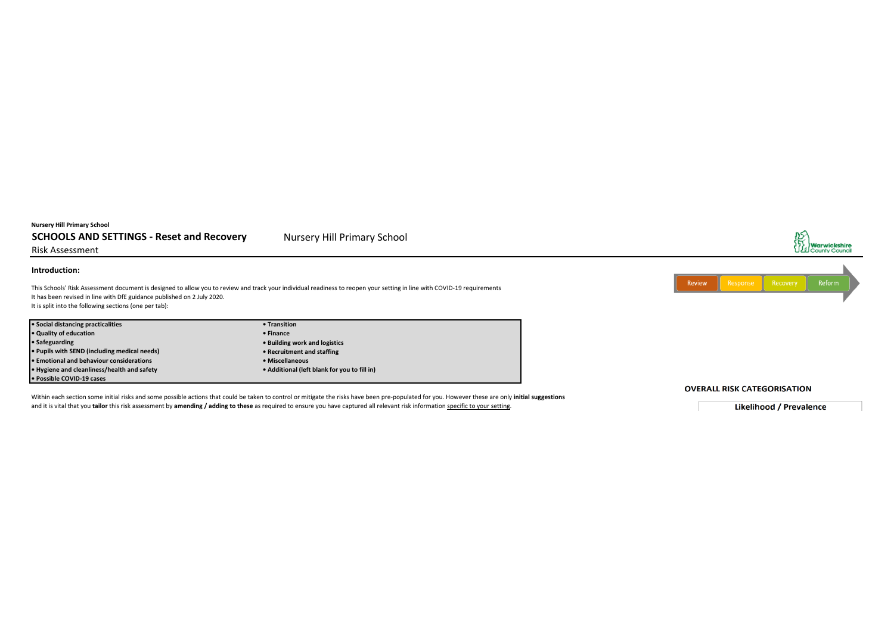**Nursery Hill Primary School**

## SCHOOLS AND SETTINGS - Reset and Recovery

Nursery Hill Primary School

Risk Assessment

Warwickshire County Council

### Introduction:

This Schools' Risk Assessment document is designed to allow you to review and track your individual readiness to reopen your setting in line with COVID-19 requirements
It has been revised in line with DfE guidance published on 2 July 2020.
It is split into the following sections (one per tab):

Review | Response | Recovery | Reform

| | |
|---|---|
| **• Social distancing practicalities** | **• Transition** |
| **• Quality of education** | **• Finance** |
| **• Safeguarding** | **• Building work and logistics** |
| **• Pupils with SEND (including medical needs)** | **• Recruitment and staffing** |
| **• Emotional and behaviour considerations** | **• Miscellaneous** |
| **• Hygiene and cleanliness/health and safety** | **• Additional (left blank for you to fill in)** |
| **• Possible COVID-19 cases** | |

Within each section some initial risks and some possible actions that could be taken to control or mitigate the risks have been pre-populated for you. However these are only **initial suggestions** and it is vital that you **tailor** this risk assessment by **amending / adding to these** as required to ensure you have captured all relevant risk information specific to your setting.

**OVERALL RISK CATEGORISATION**

**Likelihood / Prevalence**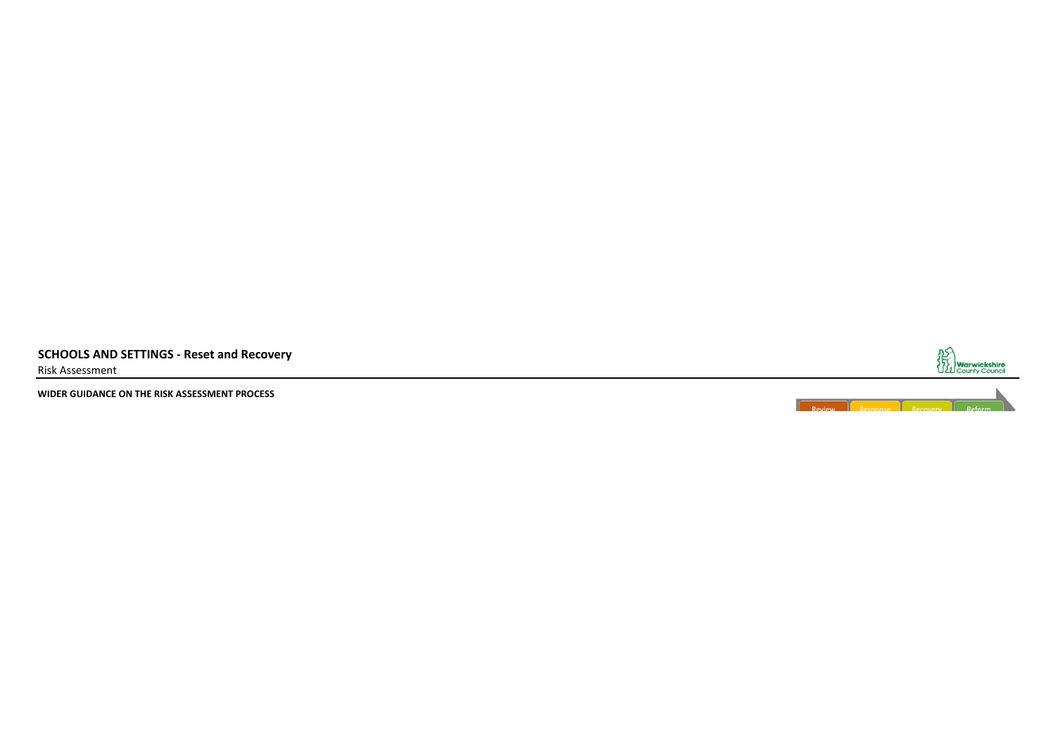**SCHOOLS AND SETTINGS - Reset and Recovery**

Risk Assessment

**WIDER GUIDANCE ON THE RISK ASSESSMENT PROCESS**

Review | Response | Recovery | Reform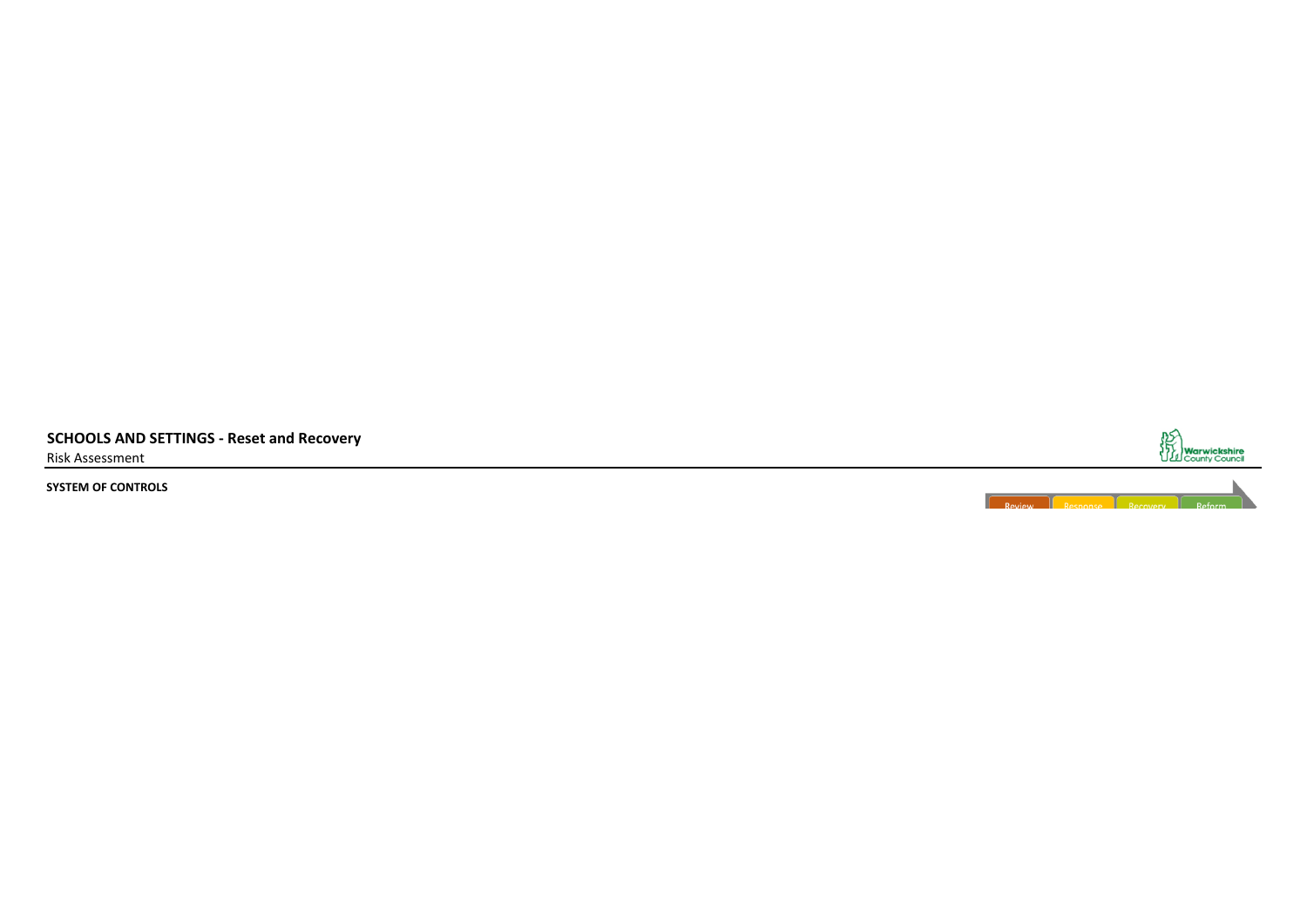**SCHOOLS AND SETTINGS - Reset and Recovery**

Risk Assessment

**SYSTEM OF CONTROLS**

Review | Response | Recovery | Reform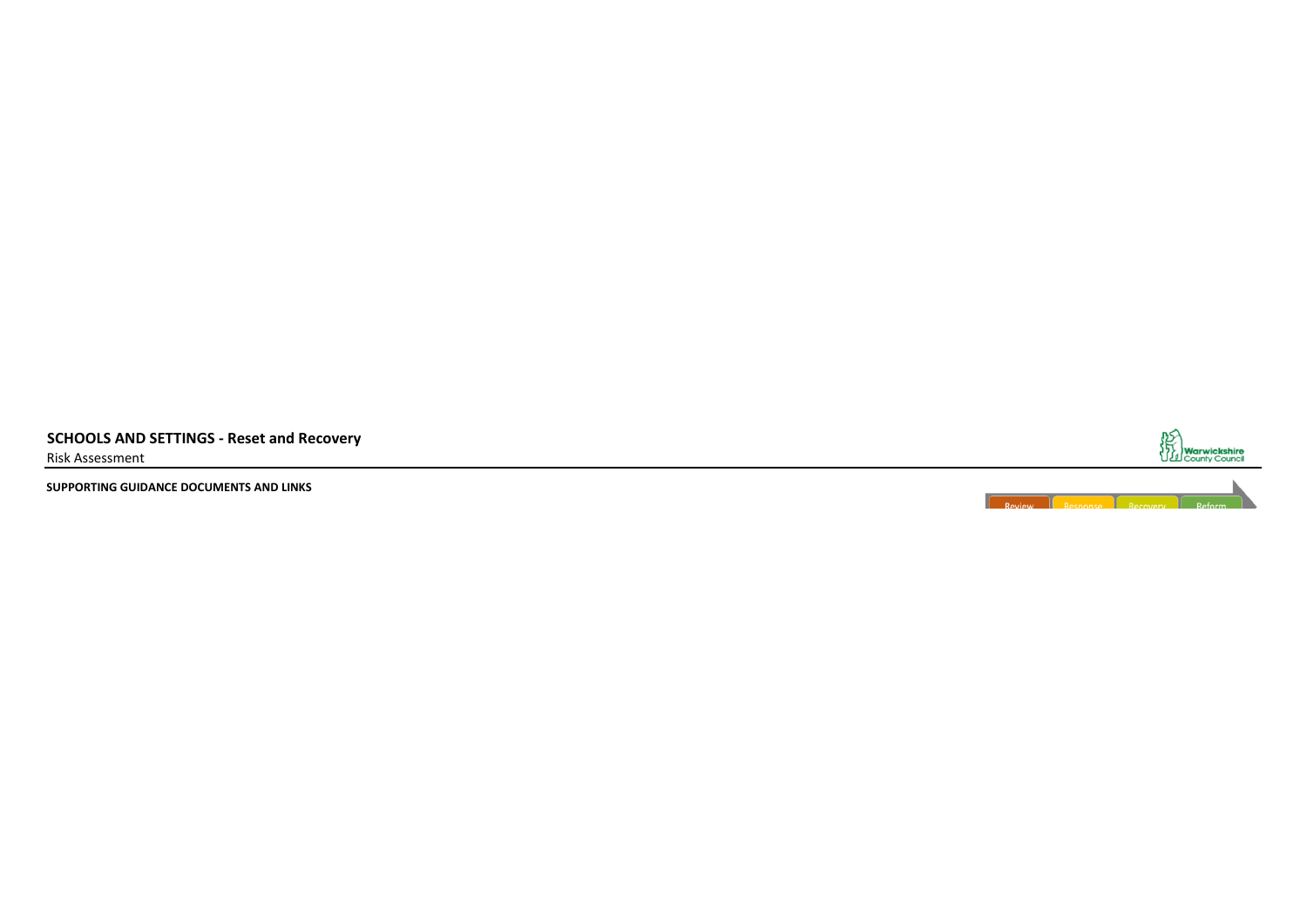**SCHOOLS AND SETTINGS - Reset and Recovery**

Risk Assessment

**SUPPORTING GUIDANCE DOCUMENTS AND LINKS**

Review | Response | Recovery | Reform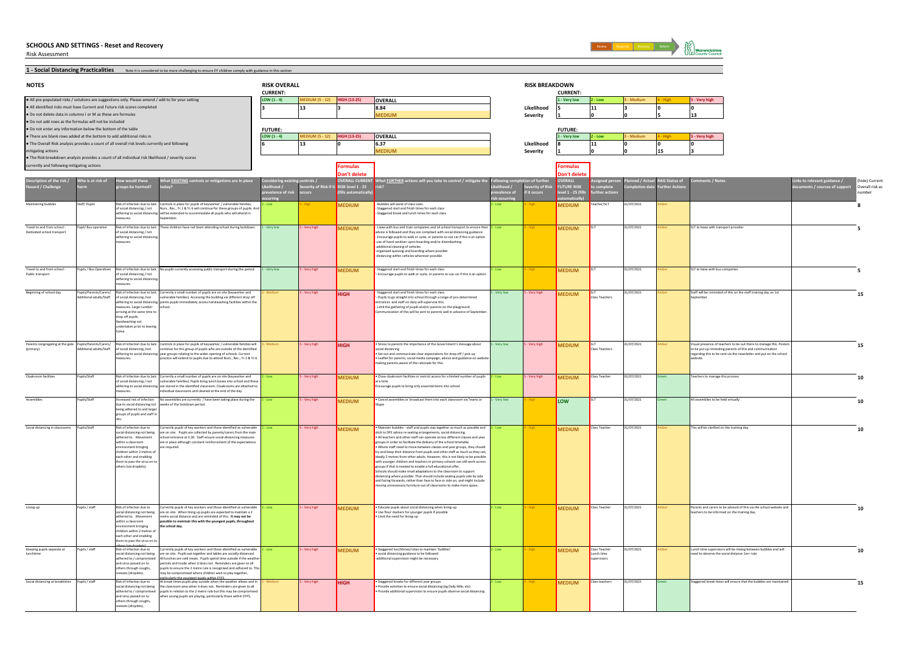# SCHOOLS AND SETTINGS - Reset and Recovery

Risk Assessment

## 1 - Social Distancing Practicalities

Note it is considered to be more challenging to ensure EY children comply with guidance in this section

### NOTES

- All pre-populated risks / solutions are suggestions only. Please amend / add to for your setting
- All identified risks must have Current and Future risk scores completed
- Do not delete data in columns I or M as these are formulas
- Do not add rows as the formulas will not be included
- Do not enter any information below the bottom of the table
- There are blank rows added at the bottom to add additional risks in
- The Overall Risk analysis provides a count of all overall risk levels currently and following mitigating actions
- The Risk breakdown analysis provides a count of all individual risk likelihood / severity scores currently and following mitigating actions

### RISK OVERALL

**CURRENT:**

| LOW (1 - 4) | MEDIUM (5 - 12) | HIGH (13-25) | OVERALL |
|---|---|---|---|
| 3 | 13 | 3 | 8.84 |
| | | | MEDIUM |

**FUTURE:**

| LOW (1 - 4) | MEDIUM (5 - 12) | HIGH (13-25) | OVERALL |
|---|---|---|---|
| 6 | 13 | 0 | 6.37 |
| | | | MEDIUM |

### RISK BREAKDOWN

**CURRENT:**

| | 1 - Very low | 2 - Low | 3 - Medium | 4 - High | 5 - Very high |
|---|---|---|---|---|---|
| Likelihood | 5 | 11 | 3 | 0 | 0 |
| Severity | 1 | 0 | 0 | 5 | 13 |

**FUTURE:**

| | 1 - Very low | 2 - Low | 3 - Medium | 4 - High | 5 - Very high |
|---|---|---|---|---|---|
| Likelihood | 8 | 11 | 0 | 0 | 0 |
| Severity | 1 | 0 | 0 | 15 | 3 |

| Description of the risk / Hazard / Challenge | Who is at risk of harm | How would these groups be harmed? | What EXISTING controls or mitigations are in place today? | Considering existing controls / Likelihood / prevalence of risk occurring | Severity of Risk if it occurs | OVERALL CURRENT RISK level 1 - 25 (fills automatically) (Formulas Don't delete) | What FURTHER actions will you take to control / mitigate the risk? | Following completion of further Likelihood / prevalence of risk occurring | Severity of Risk if it occurs | OVERALL FUTURE RISK level 1 - 25 (fills automatically) (Formulas Don't delete) | Assigned person to complete further actions | Planned / Actual Completion date | RAG Status of Further Actions | Comments / Notes | Links to relevant guidance / documents / sources of support | (hide) Current Overall risk as number |
|---|---|---|---|---|---|---|---|---|---|---|---|---|---|---|---|---|
| Maintaining bubbles | Staff/ Pupils | Risk of infection due to lack of social distancing / not adhering to social distancing measures. | Controls in place for pupils of keyworker / vulnerable families, Nurs., Rec., Yr.1 & Yr.6 will continue for these groups of pupils. And will be extended to accommodate all pupils who will attend in September. | 2 - Low | 4 - High | MEDIUM | - Bubbles will assist of class sizes.<br>- Staggered start and finish times for each class<br>- Staggered break and lunch times for each class | 2 - Low | 4 - High | MEDIUM | Teacher/SLT | 31/07/2021 | Amber | | | 8 |
| Travel to and from school - Dedicated school transport | Pupil/ Bus operative | Risk of infection due to lack of social distancing / not adhering to social distancing measures. | These children have not been attending school during lockdown. | 1 - Very low | 5 - Very high | MEDIUM | - Liaise with bus and train companies and LA school transport to ensure their advice is followed and they are compliant with social distancing guidance<br>- Encourage pupils to walk or cycle, or parents to use car if this is an option<br>-use of hand sanitiser upon boarding and/or disembarking<br>-additional cleaning of vehicles<br>-organised queuing and boarding where possible<br>-distancing within vehicles wherever possible | 2 - Low | 4 - High | MEDIUM | SLT | 31/07/2021 | Amber | SLT to liaise with transport provider | | 5 |
| Travel to and from school - Public transport | Pupils / Bus Operatives | Risk of infection due to lack of social distancing / not adhering to social distancing measures. | No pupils currently accessing public transport during this period. | 1 - Very low | 5 - Very high | MEDIUM | - Staggered start and finish times for each class<br>- Encourage pupils to walk or cycle, or parents to use car if this is an option | 2 - Low | 4 - High | MEDIUM | SLT | 31/07/2021 | Amber | SLT to liaise with bus companies | | 5 |
| Beginning of school day | Pupils/Parents/Carers/ Additional adults/Staff | Risk of infection due to lack of social distancing /not adhering to social distancing measures. Large number arriving at the same time to drop off pupils. Handwashing not undertaken prior to leaving home. | Currently a small number of pupils are on site (keyworker and vulnerable families). Accessing the building via different drop off points pupils immediately access handwashing facilities within the school. | 3 - Medium | 5 - Very high | HIGH | - Staggered start and finish times for each class<br>- Pupils to go straight into school through a range of pre-determined entrances and staff on duty will supervise this.<br>- Limit the gathering of pupils and/or parents on the playground.<br>Communication of this will be sent to parents well in advance of September. | 1 - Very low | 5 - Very high | MEDIUM | SLT<br>Class Teachers | 31/07/2021 | Amber | Staff will be reminded of this on the staff training day on 1st September | | 15 |
| Parents congregating at the gate (primary) | Pupils/Parents/Carers/ Additional adults/Staff | Risk of infection due to lack of social distancing / not adhering to social distancing measures. | Controls in place for pupils of keyworker / vulnerable families will continue for these group of pupils who are outside of the identified year groups relating to the wider opening of schools. Current practice will extend to pupils due to attend Nurs., Rec., Yr.1 & Yr.6 | 3 - Medium | 5 - Very high | HIGH | • Stress to parents the importance of the Government's message about social distancing<br>• Set out and communicate clear expectations for drop off / pick up<br>• Leaflet for parents, social media campaign, advice and guidance on website making parents aware of the rationale for this. | 1 - Very low | 5 - Very high | MEDIUM | SLT<br>Class Teachers | 31/07/2021 | Amber | Visual presence of teachers to be out there to manage this. Posters to be put up reminding parents of this and communication regarding this to be sent via the newsletter and put on the school website. | | 15 |
| Cloakroom facilities | Pupils/Staff | Risk of infection due to lack of social distancing / not adhering to social distancing measures. | Currently a small number of pupils are on site (keyworker and vulnerable families). Pupils bring lunch boxes into school and these are stored in the identified classroom. Cloakrooms are attached to individual classrooms and cleaned at the end of the day. | 2 - Low | 5 - Very high | MEDIUM | • Close cloakroom facilities or restrict access for a limited number of pupils at a time<br>Encourage pupils to bring only essential items into school | 2 - Low | 5 - Very high | MEDIUM | Class Teacher | 31/07/2021 | Green | Teachers to manage this process | | 10 |
| Assemblies | Pupils/Staff | Increased risk of infection due to social distancing not being adhered to and larger groups of pupils and staff in situ. | No assemblies are currently / have been taking place during the weeks of the lockdown period. | 2 - Low | 5 - Very high | MEDIUM | • Cancel assemblies or broadcast them into each classroom via Teams or Skype | 1 - Very low | 4 - High | LOW | SLT | 31/07/2021 | Green | All assemblies to be held virtually | | 10 |
| Social distancing in classrooms | Pupils/Staff | Risk of infection due to social distancing not being adhered to. Movement within a classroom environment bringing children within 2 metres of each other and enabling them to pass the virus on to others (via droplets). | Currently pupils of key workers and those identified as vulnerable are on site. Pupils are collected by parents/carers from the main school entrance at 3.30. Staff ensure social distancing measures are in place although constant reinforcement of the expectations are required. | 2 - Low | 5 - Very high | MEDIUM | • Maintain bubbles - staff and pupils stay together as much as possible and stick to DFE advice re seating arrangements, social distancing.<br>• All teachers and other staff can operate across different classes and year groups in order to facilitate the delivery of the school timetable.<br>• Where staff need to move between classes and year groups, they should try and keep their distance from pupils and other staff as much as they can, ideally 2 metres from other adults. However, this is not likely to be possible with younger children and teachers in primary schools can still work across groups if that is needed to enable a full educational offer.<br>Schools should make small adaptations to the classroom to support distancing where possible. That should include seating pupils side by side and facing forwards, rather than face to face or side on, and might include moving unnecessary furniture out of classrooms to make more space.. | 2 - Low | 4 - High | MEDIUM | Class Teacher | 31/07/2021 | Amber | This will be clarified on the training day. | | 10 |
| Lining-up | Pupils / staff | Risk of infection due to social distancing not being adhered to. Movement within a classroom environment bringing children within 2 metres of each other and enabling them to pass the virus on to others (via droplets). | Currently pupils of key workers and those identified as vulnerable are on site. When lining up pupils are expected to maintain a 2 metre social distance and are reminded of this. **It may not be possible to maintain this with the youngest pupils, throughout the school day.** | 2 - Low | 5 - Very high | MEDIUM | • Educate pupils about social distancing when lining-up<br>• Use floor markers for younger pupils if possible<br>• Limit the need for lining-up | 2 - Low | 4 - High | MEDIUM | Class Teacher | 31/07/2021 | Amber | Parents and carers to be advised of this via the school website and teachers to be informed on the training day. | | 10 |
| Keeping pupils separate at lunchtime | Pupils / staff | Risk of infection due to social distancing not being adhered to / compromised and virus passed on to others through coughs, sneezes (droplets). | Currently pupils of key workers and those identified as vulnerable are on site. Pupils eat together and tables are socially distanced. All lunches are cold meals. Pupils spend time outside if the weather permits and inside when it does not. Reminders are given to all pupils to ensure the 2 metre rule is recognised and adhered to. This may be compromised where children wish to play together, particularly the youngest pupils within EYFS. | 2 - Low | 5 - Very high | MEDIUM | • Staggered lunchtimes/rotas to maintain 'bubbles'<br>• social distancing guidance to be followed<br>-additional supervision might be necessary | 2 - Low | 4 - High | MEDIUM | Class Teacher<br>Lunch time supervisors | 31/07/2021 | Amber | Lunch time supervisors will be mixing between bubbles and will need to observe the social distance 1m+ rule | | 10 |
| Social distancing at breaktimes | Pupils / staff | Risk of infection due to social distancing not being adhered to / compromised and virus passed on to others through coughs, sneezes (droplets). | At break times pupils play outside when the weather allows and in the classroom area when it does not. Reminders are given to all pupils in relation to the 2 metre rule but this may be compromised when young pupils are playing, particularly those within EYFS. | 3 - Medium | 5 - Very high | HIGH | • Staggered breaks for different year groups<br>• Provide activities to ensure social distancing (eg Daily Mile, etc)<br>• Provide additional supervision to ensure pupils observe social distancing | 2 - Low | 4 - High | MEDIUM | Class teachers | 31/07/2021 | Green | Staggered break times will ensure that the bubbles are maintained | | 15 |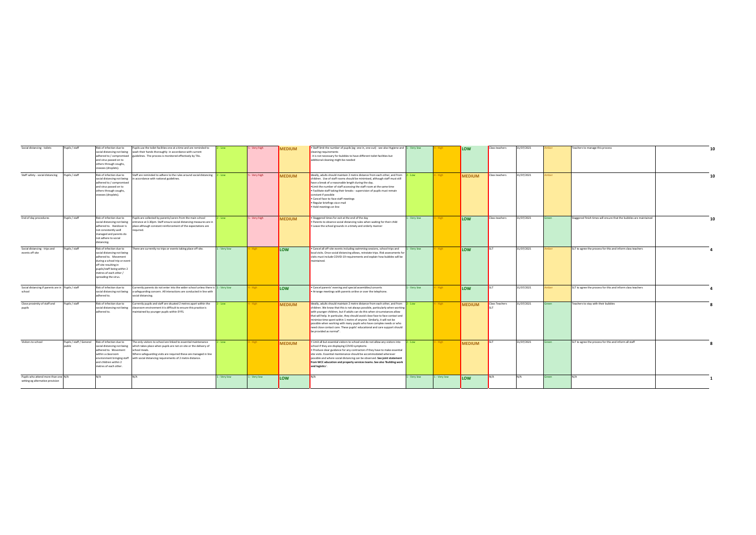| Social distancing - toilets | Pupils / staff | Risk of infection due to social distancing not being adhered to / compromised and virus passed on to others through coughs, sneezes (droplets). | Pupils use the toilet facilities one at a time and are reminded to wash their hands thoroughly in accordance with current guidelines. The process is monitored effectively by TAs. | 2 - Low | 5 - Very high | MEDIUM | • Staff limit the number of pupils (eg one in, one out) - see also Hygiene and cleaning requirements<br>- it is not necessary for bubbles to have different toilet facilities but additional cleaning might be needed | 1 - Very low | 4 - High | LOW | Class teachers | 31/07/2021 | Amber | Teachers to manage this process | | 10 |
|---|---|---|---|---|---|---|---|---|---|---|---|---|---|---|---|---|
| Staff safety - social distancing | Pupils / staff | Risk of infection due to social distancing not being adhered to / compromised and virus passed on to others through coughs, sneezes (droplets). | Staff are reminded to adhere to the rules around social distancing in accordance with national guidelines. | 2 - Low | 5 - Very high | MEDIUM | Ideally, adults should maintain 2 metre distance from each other, and from children. Use of staff rooms should be minimised, although staff must still have a break of a reasonable length during the day.<br>•Limit the number of staff accessing the staff room at the same time<br>• Facilitate staff taking their breaks - supervision of pupils must remain constant if possible<br>• Cancel face-to-face staff meetings<br>• Regular briefings via e-mail<br>• Hold meetings on line | 2 - Low | 4 - High | MEDIUM | Class teachers | 31/07/2021 | Amber | | | 10 |
| End of day procedures | Pupils / staff | Risk of infection due to social distancing not being adhered to. Handover is not consistently well managed and parents do not adhere to social distancing. | Pupils are collected by parents/carers from the main school entrance at 3.30pm. Staff ensure social distancing measures are in place although constant reinforcement of the expectations are required. | 2 - Low | 5 - Very high | MEDIUM | • Staggered times for exit at the end of the day<br>• Parents to observe social distancing rules when waiting for their child<br>• Leave the school grounds in a timely and orderly manner | 1 - Very low | 4 - High | LOW | Class teachers | 31/07/2021 | Green | Staggered finish times will ensure that the bubbles are maintained | | 10 |
| Social distancing - trips and events off site | Pupils / staff | Risk of infection due to social distancing not being adhered to. Movement during a school trip or event off site resulting in pupils/staff being within 2 metres of each other / spreading the virus. | There are currently no trips or events taking place off site. | 1 - Very low | 4 - High | LOW | • Cancel all off-site events including swimming sessions, school trips and local visits. Once social distancing allows, reinstate trips. Risk assessments for visits must include COVID-19 requirements and explain how bubbles will be maintained. | 1 - Very low | 4 - High | LOW | SLT | 31/07/2021 | Amber | SLT to agree the process for this and inform class teachers | | 4 |
| Social distancing if parents are in school | Pupils / staff | Risk of infection due to social distancing not being adhered to. | Currently parents do not enter into the wider school unless there is a safeguarding concern. All interactions are conducted in line with social distancing. | 1 - Very low | 4 - High | LOW | • Cancel parents' evening and special assemblies/concerts<br>• Arrange meetings with parents online or over the telephone. | 1 - Very low | 4 - High | LOW | SLT | 31/07/2021 | Amber | SLT to agree the process for this and inform class teachers | | 4 |
| Close proximity of staff and pupils | Pupils / staff | Risk of infection due to social distancing not being adhered to. | Currently pupils and staff are situated 2 metres apart within the classroom environment it is difficult to ensure this practice is maintained by younger pupils within EYFS. | 2 - Low | 4 - High | MEDIUM | Ideally, adults should maintain 2 metre distance from each other, and from children. We know that this is not always possible, particularly when working with younger children, but if adults can do this when circumstances allow that will help. In particular, they should avoid close face to face contact and minimise time spent within 1 metre of anyone. Similarly, it will not be possible when working with many pupils who have complex needs or who need close contact care. These pupils' educational and care support should be provided as normal". | 2 - Low | 4 - High | MEDIUM | Class Teachers SLT | 31/07/2021 | Green | Teachers to stay with their bubbles | | 8 |
| Visitors to school | Pupils / staff / General public | Risk of infection due to social distancing not being adhered to. Movement within a classroom environment bringing staff and children within 2 metres of each other. | The only visitors to school are linked to essential maintenance which takes place when pupils are not on site or the delivery of school meals.<br>Where safeguarding visits are required these are managed in line with social distancing requirements of 2 metre distance. | 2 - Low | 4 - High | MEDIUM | • Limit all but essential visitors to school and do not allow any visitors into school if they are displaying COVID symptoms<br>• Produce clear guidance for any contractors if they have to make essential site visits. Essential maintenance should be accommodated wherever possible and where social distancing can be observed. **See joint statement from WCC education and property services teams. See also 'Building work and logistics'.** | 2 - Low | 4 - High | MEDIUM | SLT | 31/07/2021 | Green | SLT to agree the process for this and inform all staff | | 8 |
| Pupils who attend more than one setting eg alternative provision | N/A | N/A | N/A | 1 - Very low | 1 - Very low | LOW | N/A | 1 - Very low | 1 - Very low | LOW | N/A | N/A | Green | N/A | | 1 |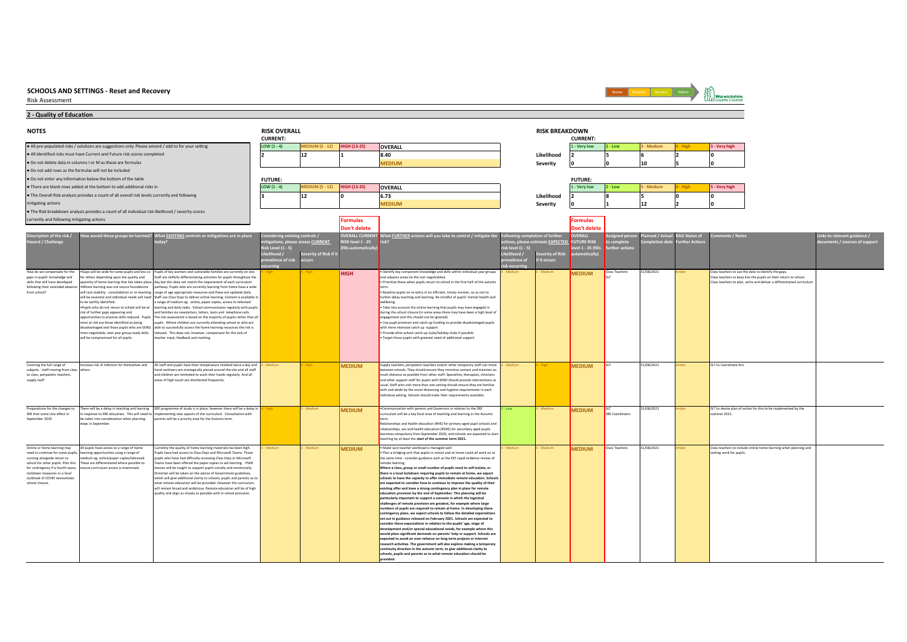# SCHOOLS AND SETTINGS - Reset and Recovery

Risk Assessment

## 2 - Quality of Education

### NOTES

- All pre-populated risks / solutions are suggestions only. Please amend / add to for your setting
- All identified risks must have Current and Future risk scores completed
- Do not delete data in columns I or M as these are formulas
- Do not add rows as the formulas will not be included
- Do not enter any information below the bottom of the table
- There are blank rows added at the bottom to add additional risks in
- The Overall Risk analysis provides a count of all overall risk levels currently and following mitigating actions
- The Risk breakdown analysis provides a count of all individual risk likelihood / severity scores currently and following mitigating actions

### RISK OVERALL

**CURRENT:**

| LOW (1 - 4) | MEDIUM (5 - 12) | HIGH (13-25) | OVERALL |
|---|---|---|---|
| 2 | 12 | 1 | 8.40 |
| | | | MEDIUM |

**FUTURE:**

| LOW (1 - 4) | MEDIUM (5 - 12) | HIGH (13-25) | OVERALL |
|---|---|---|---|
| 3 | 12 | 0 | 6.73 |
| | | | MEDIUM |

### RISK BREAKDOWN

**CURRENT:**

| | 1 - Very low | 2 - Low | 3 - Medium | 4 - High | 5 - Very high |
|---|---|---|---|---|---|
| Likelihood | 2 | 5 | 6 | 2 | 0 |
| Severity | 0 | 0 | 10 | 5 | 0 |

**FUTURE:**

| | 1 - Very low | 2 - Low | 3 - Medium | 4 - High | 5 - Very high |
|---|---|---|---|---|---|
| Likelihood | 2 | 8 | 5 | 0 | 0 |
| Severity | 0 | 1 | 12 | 2 | 0 |

| Description of the risk / Hazard / Challenge | How would these groups be harmed? | What EXISTING controls or mitigations are in place today? | Considering existing controls / mitigations, please assess CURRENT Risk Level (1 - 5) Likelihood / prevalence of risk occurring | Severity of Risk if it occurs | OVERALL CURRENT RISK level 1 - 25 (fills automatically) (Formulas Don't delete) | What FURTHER actions will you take to control / mitigate the risk? | Following completion of further actions, please estimate EXPECTED risk level (1 - 5) Likelihood / prevalence of risk occurring | Severity of Risk if it occurs | OVERALL FUTURE RISK level 1 - 25 (fills automatically) (Formulas Don't delete) | Assigned person to complete further actions | Planned / Actual Completion date | RAG Status of Further Actions | Comments / Notes | Links to relevant guidance / documents / sources of support |
|---|---|---|---|---|---|---|---|---|---|---|---|---|---|---|
| How do we compensate for the gaps in pupils' knowledge and skills that will have developed following their extended absence from school? | •Gaps will be wide for some pupils and less so for others depending upon the quality and quantity of home learning that has taken place. •Where learning was not secure foundations will lack stability - consolidation or re-teaching will be essential and individual needs will need to be swiftly identified. •Pupils who do not return to school will be at risk of further gaps appearing and opportunities to practise skills reduced. Pupils most at risk are those identified as being disadvantaged and those pupils who are SEND. •non-negotiable, next year group ready skills will be compromised for all pupils. | Pupils of key workers and vulnerable families are currently on site. Staff are skilfully differentiating activities for pupils throughout the day but this does not match the requirement of each curriculum pathway. Pupils who are currently learning from home have a wide range of age appropriate resources and these are updated daily. Staff use Class Dojo to deliver online learning. Content is available in a range of medium eg. online, paper copies, access to televised learning and daily tasks. School communicates regularly with pupils and families via newsletters, letters, texts and telephone calls. The risk assessment is based on the majority of pupils rather than all pupils. Where children are currently attending school or who are able to successfully access the home learning resources the risk is reduced. This does not, however, compensate for the lack of teacher input, feedback and marking. | 4 - High | 4 - High | HIGH | • Identify key component knowledge and skills within individual year groups and subjects areas (ie the non-negotiables) • Prioritise these when pupils return to school in the first half of the autumn term. • Baseline pupils on re-entry in an efficient, timely manner, so as not to further delay teaching and learning. Be mindful of pupils' mental health and wellbeing. • Take into account the online learning that pupils may have engaged in during the school closure (in some areas there may have been a high level of engagement and this should not be ignored) • Use pupil premium and catch-up funding to provide disadvantaged pupils with more intensive catch up support • Provide after-school catch-up clubs/holiday clubs if possible • Target those pupils with greatest need of additional support | 3 - Medium | 3 - Medium | MEDIUM | Class Teachers SLT | 31/08/2021 | Amber | Class teachers to use the data to identify the gaps. Class teachers to base line the pupils on their return to school. Class teachers to plan, write and deliver a differentiated curriculum | |
| Covering the full range of subjects - staff moving from class to class, peripatetic teachers, supply staff | Increase risk of infection for themselves and others. | All staff and pupils have their temperature checked twice a day and hand sanitisers are strategically placed around the site and all staff and children are reminded to wash their hands regularly. And all areas of high touch are disinfected frequently. | 3 - Medium | 4 - High | MEDIUM | Supply teachers, peripatetic teachers and/or other temporary staff can move between schools. They should ensure they minimise contact and maintain as much distance as possible from other staff. Specialists, therapists, clinicians and other support staff for pupils with SEND should provide interventions as usual. Staff who visit more than one setting should ensure they are familiar with and abide by the social distancing and hygiene requirements in each individual setting. Schools should make their requirements available. | 3 - Medium | 4 - High | MEDIUM | SLT | 31/08/2021 | Amber | SLT to Coordinate this | |
| Preparations for the changes to SRE that come into effect in September 2020 | There will be a delay in teaching and learning in response to SRE education. This will need to be taken into consideration when planning steps in September. | SRE programme of study is in place, however there will be a delay in implementing new aspects of the curriculum. Consultation with parents will be a priority area for the Autumn term. | 5 - High | 3 - Medium | MEDIUM | •Communication with parents and Governors in relation to the SRE curriculum will be a key focal area of teaching and learning in the Autumn term. Relationships and health education (RHE) for primary aged pupil schools and relationships, sex and health education (RSHE) for secondary aged pupils becomes compulsory from September 2020, and schools are expected to start teaching by at least the **start of the summer term 2021.** | 2 - Low | 3 - Medium | MEDIUM | SLT SRE Coordinator | 31/08/2021 | Amber | SLT to devise plan of action for this to be implemented by the summer 2021. | |
| Online or home learning may need to continue for some pupils, running alongside return to school for other pupils. Plan this for contingency if a fourth wave, lockdown measures or a local outbreak of COVID necessitates school closure. | All pupils have access to a range of home learning opportunities using a range of medium eg. online/paper copies/televised. These are differentiated where possible to ensure curriculum access is maximised. | Currently the quality of home learning materials has been high. Pupils have had access to Class Dojo and Microsoft Teams. Those pupils who have had difficulty accessing Class Dojo or Microsoft Teams have been offered the paper copies to aid learning. PSHE lessons will be taught to support pupils socially and emotionally. Direction will be taken on the advice of Government guidelines, which will give additional clarity to schools, pupils and parents as to what remote education will be provided. However the curriculum will remain broad and ambitious. Remote education will be of high quality and align as closely as possible with in school provision. | 3 - Medium | 3 - Medium | MEDIUM | • Make sure teacher workload is managed well • Plan a bridging unit that pupils in school and at home could all work on at the same time - consider guidance such as the EEF rapid evidence review of remote learning **Where a class, group or small number of pupils need to self-isolate, or there is a local lockdown requiring pupils to remain at home, we expect schools to have the capacity to offer immediate remote education. Schools are expected to consider how to continue to improve the quality of their existing offer and have a strong contingency plan in place for remote education provision by the end of September. This planning will be particularly important to support a scenario in which the logistical challenges of remote provision are greatest, for example where large numbers of pupils are required to remain at home. In developing these contingency plans, we expect schools to follow the detailed expectations set out in guidance released on February 2021. Schools are expected to consider these expectations in relation to the pupils' age, stage of development and/or special educational needs, for example where this would place significant demands on parents' help or support. Schools are expected to avoid an over-reliance on long-term projects or internet research activities. The government will also explore making a temporary continuity direction in the autumn term, to give additional clarity to schools, pupils and parents as to what remote education should be provided.** | 3 - Medium | 3 - Medium | MEDIUM | Class Teachers | 31/08/2021 | Amber | Class teachers to include online home learning when planning and setting work for pupils. | |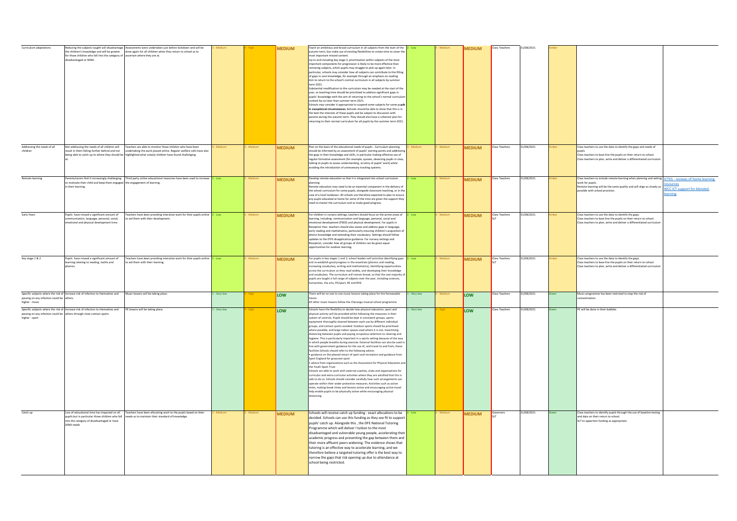| Curriculum adaptations | Reducing the subjects taught will disadvantage the children's knowledge and will be greater for those children who fall into the category of disadvantaged or SEND. | Assessments were undertaken just before lockdown and will be done again for all children when they return to school as to ascertain where they are at. | 3 - Medium | 4 - High | MEDIUM | Teach an ambitious and broad curriculum in all subjects from the start of the autumn term, but make use of existing flexibilities to create time to cover the most important missed content.<br>Up to and including key stage 3, prioritisation within subjects of the most important components for progression is likely to be more effective than removing subjects, which pupils may struggle to pick up again later. In particular, schools may consider how all subjects can contribute to the filling of gaps in core knowledge, for example through an emphasis on reading<br>Aim to return to the school's normal curriculum in all subjects by summer term 2021.<br>Substantial modification to the curriculum may be needed at the start of the year, so teaching time should be prioritised to address significant gaps in pupils' knowledge with the aim of returning to the school's normal curriculum content by no later than summer term 2021.<br>Schools may consider it appropriate to suspend some subjects for some **pupils in exceptional circumstances. S**chools should be able to show that this is in the best the interests of these pupils and be subject to discussion with parents during the autumn term. They should also have a coherent plan for returning to their normal curriculum for all pupils by the summer term 2021. | 2 - Low | 3 - Medium | MEDIUM | Class Teachers | 31/08/2021 | Amber | | |
|---|---|---|---|---|---|---|---|---|---|---|---|---|---|---|
| Addressing the needs of all children | Not addressing the needs of all children will result in them falling further behind and not being able to catch up to where they should be at. | Teachers are able to monitor those children who have been undertaking the work placed online. Regular welfare calls have also highlighted what area(s) children have found challenging. | 3 - Medium | 3 - Medium | MEDIUM | Plan on the basis of the educational needs of pupils - Curriculum planning should be informed by an assessment of pupils' starting points and addressing the gaps in their knowledge and skills, in particular making effective use of regular formative assessment (for example, quizzes, observing pupils in class, talking to pupils to assess understanding, scrutiny of pupils' work) while avoiding the introduction of unnecessary tracking systems. | 3 - Medium | 3 - Medium | MEDIUM | Class Teachers | 31/08/2021 | Amber | Class teachers to use the data to identify the gaps and needs of pupils.<br>Class teachers to base line the pupils on their return to school.<br>Class teachers to plan, write and deliver a differentiated curriculum | |
| Remote learning | Parents/carers find it increasingly challenging to motivate their child and keep them engaged in their learning. | Third party online educational resources have been used to increase the engagement of learning. | 2 - Low | 3 - Medium | MEDIUM | Develop remote education so that it is integrated into school curriculum planning<br>Remote education may need to be an essential component in the delivery of the school curriculum for some pupils, alongside classroom teaching, or in the case of a local lockdown. All schools are therefore expected to plan to ensure any pupils educated at home for some of the time are given the support they need to master the curriculum and so make good progress. | 2 - Low | 3 - Medium | MEDIUM | Class Teachers | 31/08/2021 | Amber | Class teachers to include remote learning when planning and setting work for pupils.<br>Remote learning will be the same quality and will align as closely as possible with school provision. | ICTDS - reviews of home learning resources<br>WCC ICT support for blended learning |
| Early Years | Pupils have missed a significant amount of communication, language, personal, social, emotional and physical development time. | Teachers have been providing interative work for their pupils online to aid them with their development. | 2 - Low | 3 - Medium | MEDIUM | For children in nursery settings, teachers should focus on the prime areas of learning, including: communication and language, personal, social and emotional development (PSED) and physical development. For pupils in Reception Year, teachers should also assess and address gaps in language, early reading and mathematics, particularly ensuring children's acquisition of phonic knowledge and extending their vocabulary. Settings should follow updates to the EYFS disapplication guidance. For nursery settings and Reception, consider how all groups of children can be given equal opportunities for outdoor learning. | 2 - Low | 3 - Medium | MEDIUM | Class Teachers<br>SLT | 31/08/2021 | Amber | Class teachers to use the data to identify the gaps.<br>Class teachers to base line the pupils on their return to school.<br>Class teachers to plan, write and deliver a differentiated curriculum | |
| Key stage 1 & 2 | Pupils have missed a significant amount of learning relating to reading, maths and phonics. | Teachers have been providing interative work for their pupils online to aid them with their learning. | 2 - Low | 3 - Medium | MEDIUM | For pupils in key stages 1 and 2, school leaders will prioritise identifying gaps and re-establish good progress in the essentials (phonics and reading, increasing vocabulary, writing and mathematics), identifying opportunities across the curriculum so they read widely, and developing their knowledge and vocabulary. The curriculum will remain broad, so that the vast majority of pupils are taught a full range of subjects over the year, including sciences, humanities, the arts, PE/sport, RE and RHE. | 2 - Low | 3 - Medium | MEDIUM | Class Teachers<br>SLT | 31/08/2021 | Amber | Class teachers to use the data to identify the gaps.<br>Class teachers to base line the pupils on their return to school.<br>Class teachers to plan, write and deliver a differentiated curriculum | |
| Specific subjects where the risk of passing on any infection could be higher - music | Increase risk of infection to themselves and others. | Music lessons will be taking place. | 1 - Very low | 4 - High | LOW | There will be no one to one music lessons taking place for the foreseeable future.<br>All other music lessons follow the Charanga musical school programme | 1 - Very low | 3 - Medium | LOW | Class Teachers | 31/08/2021 | Green | Music programme has been restrcted to stop the risk of contamination. | |
| Specific subjects where the risk of passing on any infection could be higher - sport | Increase risk of infection to themselves and others through close contact sports | PE lessons will be taking place. | 1 - Very low | 4 - High | LOW | Schools have the flexibility to decide how physical education, sport and physical activity will be provided whilst following the measures in their system of controls. Pupils should be kept in consistent groups, sports equipment thoroughly cleaned between each use by different individual groups, and contact sports avoided. Outdoor sports should be prioritised where possible, and large indoor spaces used where it is not, maximising distancing between pupils and paying scrupulous attention to cleaning and hygiene. This is particularly important in a sports setting because of the way in which people breathe during exercise. External facilities can also be used in line with government guidance for the use of, and travel to and from, those facilities Schools should refer to the following advice:<br>• guidance on the phased return of sport and recreation and guidance from Sport England for grassroot sport<br>• advice from organisations such as the Association for Physical Education and the Youth Sport Trust<br>Schools are able to work with external coaches, clubs and organisations for curricular and extra-curricular activities where they are satisfied that this is safe to do so. Schools should consider carefully how such arrangements can operate within their wider protective measures. Activities such as active miles, making break times and lessons active and encouraging active travel help enable pupils to be physically active while encouraging physical distancing. | 1 - Very low | 4 - High | LOW | Class Teachers | 31/08/2021 | Green | PE will be done in their bubbles | |
| Catch up | Loss of educational time has impacted on all pupils but in particular those children who fall into the category of disadvantaged or have SEND needs | Teachers have been allocating work to the pupils based on their needs as to maintain their standard of knowledge. | 3 - Medium | 3 - Medium | MEDIUM | Schools will receive catch up funding - exact allocations to be decided. Schools can use this funding as they see fit to support pupils' catch up. Alongside this , the DFE National Tutoring Programme which will deliver I tuition to the most disadvantaged and vulnerable young people, accelerating their academic progress and preventing the gap between them and their more affluent peers widening. The evidence shows that tutoring is an effective way to accelerate learning, and we therefore believe a targeted tutoring offer is the best way to narrow the gaps that risk opening up due to attendance at school being restricted. | 2 - Low | 3 - Medium | MEDIUM | Governors<br>SLT | 31/08/2021 | Green | Class teachers to identify pupils through the use of baseline testing and data on their return to school.<br>SLT to apportion funding as appropriate. | |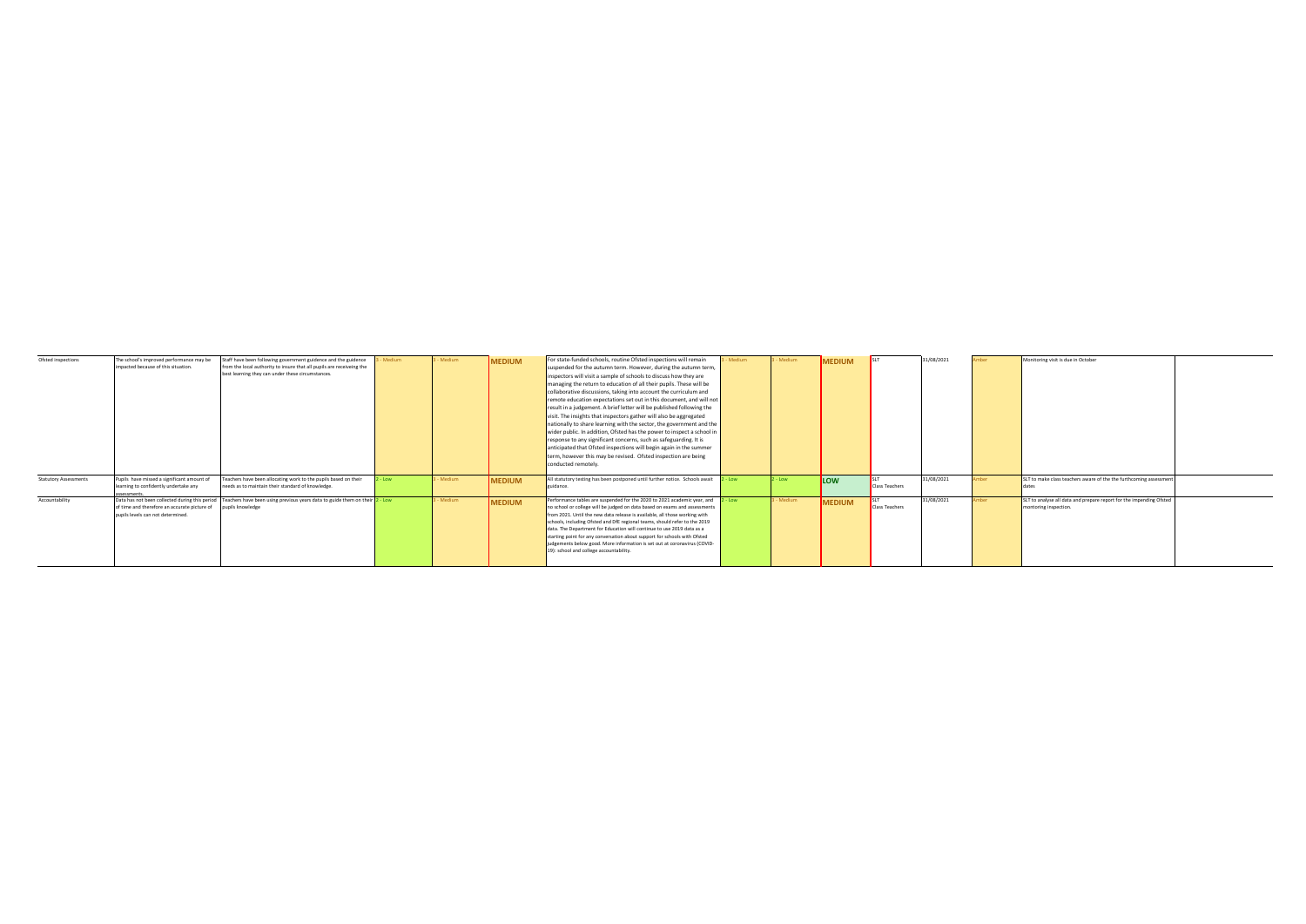| Ofsted inspections | The school's improved performance may be impacted because of this situation. | Staff have been following government guidance and the guidance from the local authority to insure that all pupils are receiveing the best learning they can under these circumstances. | 3 - Medium | 3 - Medium | MEDIUM | For state-funded schools, routine Ofsted inspections will remain suspended for the autumn term. However, during the autumn term, inspectors will visit a sample of schools to discuss how they are managing the return to education of all their pupils. These will be collaborative discussions, taking into account the curriculum and remote education expectations set out in this document, and will not result in a judgement. A brief letter will be published following the visit. The insights that inspectors gather will also be aggregated nationally to share learning with the sector, the government and the wider public. In addition, Ofsted has the power to inspect a school in response to any significant concerns, such as safeguarding. It is anticipated that Ofsted inspections will begin again in the summer term, however this may be revised. Ofsted inspection are being conducted remotely. | 3 - Medium | 3 - Medium | MEDIUM | SLT | 31/08/2021 | Amber | Monitoring visit is due in October | |
|---|---|---|---|---|---|---|---|---|---|---|---|---|---|---|
| Statutory Assessments | Pupils have missed a significant amount of learning to confidently undertake any assessments. | Teachers have been allocating work to the pupils based on their needs as to maintain their standard of knowledge. | 2 - Low | 3 - Medium | MEDIUM | All statutory testing has been postponed until further notice. Schools await guidance. | 2 - Low | 2 - Low | LOW | SLT Class Teachers | 31/08/2021 | Amber | SLT to make class teachers aware of the the furthcoming assessment dates. | |
| Accountability | Data has not been collected during this period of time and therefore an accurate picture of pupils levels can not determined. | Teachers have been using previous years data to guide them on their pupils knowledge | 2 - Low | 3 - Medium | MEDIUM | Performance tables are suspended for the 2020 to 2021 academic year, and no school or college will be judged on data based on exams and assessments from 2021. Until the new data release is available, all those working with schools, including Ofsted and DfE regional teams, should refer to the 2019 data. The Department for Education will continue to use 2019 data as a starting point for any conversation about support for schools with Ofsted judgements below good. More information is set out at coronavirus (COVID-19): school and college accountability. | 2 - Low | 3 - Medium | MEDIUM | SLT Class Teachers | 31/08/2021 | Amber | SLT to analyse all data and prepare report for the impending Ofsted monitoring inspection. | |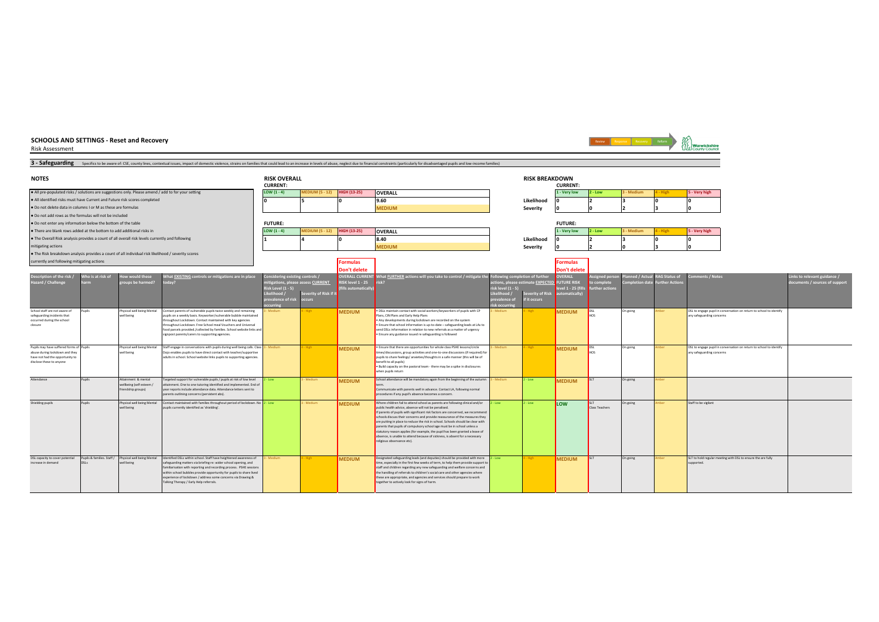## SCHOOLS AND SETTINGS - Reset and Recovery

Risk Assessment

Review | Response | Recovery | Reform

Warwickshire County Council

### 3 - Safeguarding

Specifics to be aware of: CSE, county lines, contextual issues, impact of domestic violence, strains on families that could lead to an increase in levels of abuse, neglect due to financial constraints (particularly for disadvantaged pupils and low-income families)

### NOTES

- All pre-populated risks / solutions are suggestions only. Please amend / add to for your setting
- All identified risks must have Current and Future risk scores completed
- Do not delete data in columns I or M as these are formulas
- Do not add rows as the formulas will not be included
- Do not enter any information below the bottom of the table
- There are blank rows added at the bottom to add additional risks in
- The Overall Risk analysis provides a count of all overall risk levels currently and following mitigating actions
- The Risk breakdown analysis provides a count of all individual risk likelihood / severity scores currently and following mitigating actions

### RISK OVERALL

**CURRENT:**

| LOW (1 - 4) | MEDIUM (5 - 12) | HIGH (13-25) | OVERALL |
|---|---|---|---|
| 0 | 5 | 0 | 9.60 |
| | | | MEDIUM |

**FUTURE:**

| LOW (1 - 4) | MEDIUM (5 - 12) | HIGH (13-25) | OVERALL |
|---|---|---|---|
| 1 | 4 | 0 | 8.40 |
| | | | MEDIUM |

### RISK BREAKDOWN

**CURRENT:**

| | 1 - Very low | 2 - Low | 3 - Medium | 4 - High | 5 - Very high |
|---|---|---|---|---|---|
| Likelihood | 0 | 2 | 3 | 0 | 0 |
| Severity | 0 | 0 | 2 | 3 | 0 |

**FUTURE:**

| | 1 - Very low | 2 - Low | 3 - Medium | 4 - High | 5 - Very high |
|---|---|---|---|---|---|
| Likelihood | 0 | 2 | 3 | 0 | 0 |
| Severity | 0 | 2 | 0 | 3 | 0 |

| Description of the risk / Hazard / Challenge | Who is at risk of harm | How would these groups be harmed? | What EXISTING controls or mitigations are in place today? | Considering existing controls / mitigations, please assess CURRENT Risk Level (1 - 5): Likelihood / prevalence of risk occurring | Severity of Risk if it occurs | OVERALL CURRENT RISK level 1 - 25 (fills automatically) (Formulas Don't delete) | What FURTHER actions will you take to control / mitigate the risk? | Following completion of further actions, please estimate EXPECTED risk level (1 - 5): Likelihood / prevalence of risk occurring | Severity of Risk if it occurs | OVERALL FUTURE RISK level 1 - 25 (fills automatically) (Formulas Don't delete) | Assigned person to complete further actions | Planned / Actual Completion date | RAG Status of Further Actions | Comments / Notes | Links to relevant guidance / documents / sources of support |
|---|---|---|---|---|---|---|---|---|---|---|---|---|---|---|---|
| School staff are not aware of safeguarding incidents that occurred during the school closure | Pupils | Physical well being Mental well being | Contact parents of vulnerable pupils twice weekly and remaining pupils on a weekly basis. Keyworker/vulnerable bubble maintained throughout Lockdown. Contact maintained with key agencies throughout Lockdown. Free School meal Vouchers and Universal food parcels provided /collected by families. School website links and signpost parents/carers to supporting agencies. | 3 - Medium | 4 - High | MEDIUM | • DSLs maintain contact with social workers/keyworkers of pupils with CP Plans, CiN Plans and Early Help Plans<br>• Any developments during lockdown are recorded on the system<br>• Ensure that school information is up-to-date – safeguarding leads at LAs to send DSLs information in relation to new referrals as a matter of urgency<br>• Ensure any guidance issued re safeguarding is followed | 3 - Medium | 4 - High | MEDIUM | DSL HOS | On going | Amber | DSL to engage pupil in conversation on return to school to identify any safeguarding concerns | |
| Pupils may have suffered forms of abuse during lockdown and they have not had the opportunity to disclose these to anyone | Pupils | Physical well being Mental well being | Staff engage in conversations with pupils during well being calls. Class Dojo enables pupils to have direct contact with teacher/supportive adults in school. School website links pupils to supporting agencies. | 3 - Medium | 4 - High | MEDIUM | • Ensure that there are opportunities for whole class PSHE lessons/circle times/discussions, group activities and one-to-one discussions (if required) for pupils to share feelings/ anxieties/thoughts in a safe manner (this will be of benefit to all pupils)<br>• Build capacity on the pastoral team - there may be a spike in disclosures when pupils return | 3 - Medium | 4 - High | MEDIUM | DSL HOS | On going | Amber | DSL to engage pupil in conversation on return to school to identify any safeguarding concerns | |
| Attendance | Pupils | Attainment & mental wellbeing (self esteem / friendship groups) | Targeted support for vulnerable pupils / pupils at risk of low level attainment. One to one tutoring identified and implemented. End of year reports include attendance data. Attendance letters sent to parents outlining concerns (persistent abs). | 2 - Low | 3 - Medium | MEDIUM | School attendance will be mandatory again from the beginning of the autumn term.<br>Communicate with parents well in advance. Contact LA, following normal procedures if any pupil's absence becomes a concern. | 3 - Medium | 2 - Low | MEDIUM | SLT | On going | Amber | | |
| Shielding pupils | Pupils | Physical well being Mental well being | Contact maintained with families throughout period of lockdown. No pupils currently identified as 'shielding'. | 2 - Low | 3 - Medium | MEDIUM | Where children fail to attend school as parents are following clinical and/or public health advice, absence will not be penalised.<br>If parents of pupils with significant risk factors are concerned, we recommend schools discuss their concerns and provide reassurance of the measures they are putting in place to reduce the risk in school. Schools should be clear with parents that pupils of compulsory school age must be in school unless a statutory reason applies (for example, the pupil has been granted a leave of absence, is unable to attend because of sickness, is absent for a necessary religious observance etc). | 2 - Low | 2 - Low | LOW | SLT Class Teachers | On going | Amber | Staff to be vigilant | |
| DSL capacity to cover potential increase in demand | Pupils & families. Staff / DSLs | Physical well being Mental well being | Identified DSLs within school. Staff have heightened awareness of safeguarding matters via briefing re: wider school opening, and familiarisation with reporting and recording process. PSHE sessions within school bubbles provide opportunity for pupils to share lived experience of lockdown / address some concerns via Drawing & Talking Therapy / Early Help referrals. | 3 - Medium | 4 - High | MEDIUM | Designated safeguarding leads (and deputies) should be provided with more time, especially in the first few weeks of term, to help them provide support to staff and children regarding any new safeguarding and welfare concerns and the handling of referrals to children's social care and other agencies where these are appropriate, and agencies and services should prepare to work together to actively look for signs of harm. | 2 - Low | 4 - High | MEDIUM | SLT | On going | Amber | SLT to hold regular meeting with DSL to ensure the are fully supported. | |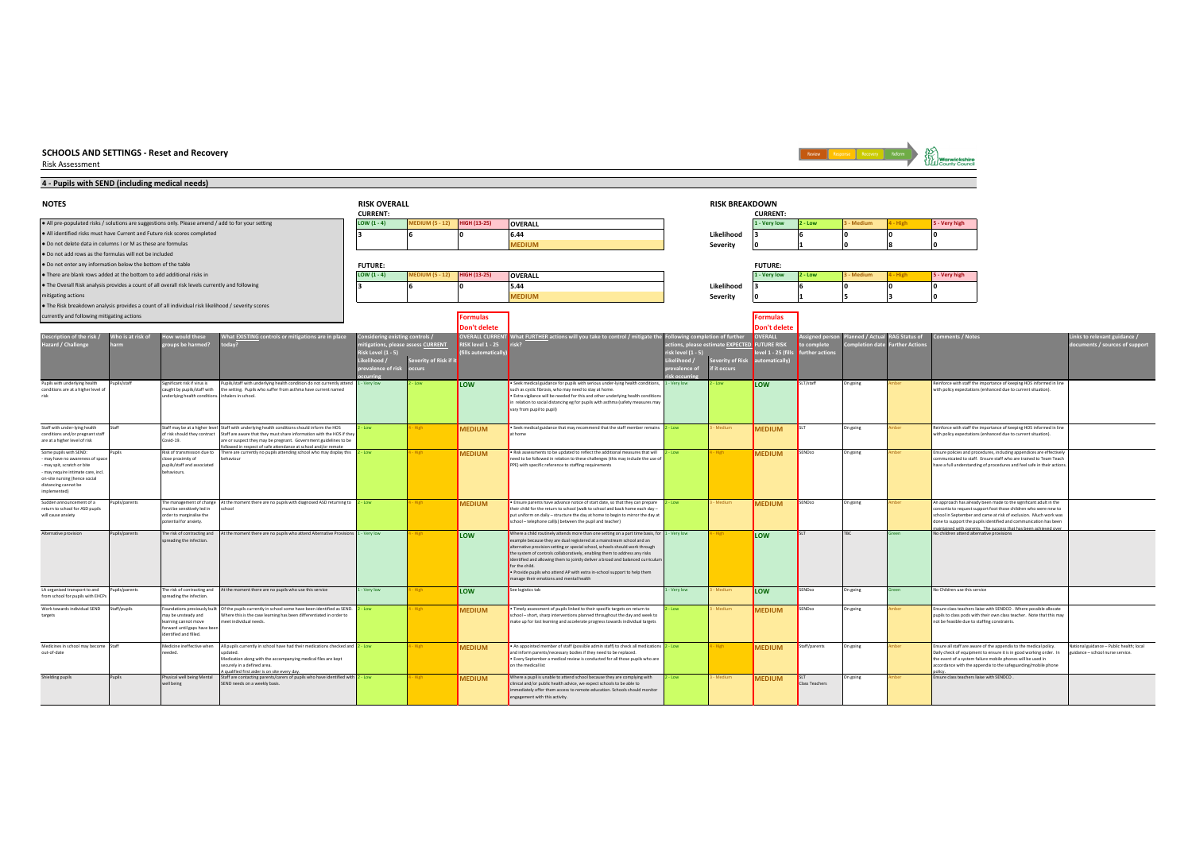## SCHOOLS AND SETTINGS - Reset and Recovery

Risk Assessment

### 4 - Pupils with SEND (including medical needs)

**NOTES**

- All pre-populated risks / solutions are suggestions only. Please amend / add to for your setting
- All identified risks must have Current and Future risk scores completed
- Do not delete data in columns I or M as these are formulas
- Do not add rows as the formulas will not be included
- Do not enter any information below the bottom of the table
- There are blank rows added at the bottom to add additional risks in
- The Overall Risk analysis provides a count of all overall risk levels currently and following mitigating actions
- The Risk breakdown analysis provides a count of all individual risk likelihood / severity scores currently and following mitigating actions

**RISK OVERALL**

CURRENT:

| LOW (1 - 4) | MEDIUM (5 - 12) | HIGH (13-25) | OVERALL |
|---|---|---|---|
| 3 | 6 | 0 | 6.44 |
| | | | MEDIUM |

FUTURE:

| LOW (1 - 4) | MEDIUM (5 - 12) | HIGH (13-25) | OVERALL |
|---|---|---|---|
| 3 | 6 | 0 | 5.44 |
| | | | MEDIUM |

**RISK BREAKDOWN**

CURRENT:

| | 1 - Very low | 2 - Low | 3 - Medium | 4 - High | 5 - Very high |
|---|---|---|---|---|---|
| Likelihood | 3 | 6 | 0 | 0 | 0 |
| Severity | 0 | 1 | 0 | 8 | 0 |

FUTURE:

| | 1 - Very low | 2 - Low | 3 - Medium | 4 - High | 5 - Very high |
|---|---|---|---|---|---|
| Likelihood | 3 | 6 | 0 | 0 | 0 |
| Severity | 0 | 1 | 5 | 3 | 0 |

| Description of the risk / Hazard / Challenge | Who is at risk of harm | How would these groups be harmed? | What EXISTING controls or mitigations are in place today? | Considering existing controls / mitigations, please assess CURRENT Risk Level (1 - 5): Likelihood / prevalence of risk occurring | Severity of Risk if it occurs | OVERALL CURRENT RISK level 1 - 25 (fills automatically) | What FURTHER actions will you take to control / mitigate the risk? | Following completion of further actions, please estimate EXPECTED risk level (1 - 5): Likelihood / prevalence of risk occurring | Severity of Risk if it occurs | OVERALL FUTURE RISK level 1 - 25 (fills automatically) | Assigned person to complete further actions | Planned / Actual Completion date | RAG Status of Further Actions | Comments / Notes | Links to relevant guidance / documents / sources of support |
|---|---|---|---|---|---|---|---|---|---|---|---|---|---|---|---|
| Pupils with underlying health conditions are at a higher level of risk | Pupils/staff | Significant risk if virus is caught by pupils/staff with underlying health conditions. | Pupils/staff with underlying health condition do not currently attend the setting. Pupils who suffer from asthma have current named inhalers in school. | 1 - Very low | 2 - Low | LOW | • Seek medical guidance for pupils with serious under-lying health conditions, such as cystic fibrosis, who may need to stay at home. • Extra vigilance will be needed for this and other underlying health conditions in relation to social distancing eg for pupils with asthma (safety measures may vary from pupil to pupil) | 1 - Very low | 2 - Low | LOW | SLT/staff | On going | Amber | Reinforce with staff the importance of keeping HOS informed in line with policy expectations (enhanced due to current situation). | |
| Staff with under-lying health conditions and/or pregnant staff are at a higher level of risk | Staff | Staff may be at a higher level of risk should they contract Covid-19. | Staff with underlying health conditions should inform the HOS Staff are aware that they must share information with the HOS if they are or suspect they may be pregnant. Government guidelines to be followed in respect of safe attendance at school and/or remote | 2 - Low | 4 - High | MEDIUM | • Seek medical guidance that may recommend that the staff member remains at home | 2 - Low | 3 - Medium | MEDIUM | SLT | On going | Amber | Reinforce with staff the importance of keeping HOS informed in line with policy expectations (enhanced due to current situation). | |
| Some pupils with SEND: - may have no awareness of space - may spit, scratch or bite - may require intimate care, incl. on-site nursing (hence social distancing cannot be implemented) | Pupils | Risk of transmission due to close proximity of pupils/staff and associated behaviours. | There are currently no pupils attending school who may display this behaviour | 2 - Low | 4 - High | MEDIUM | • Risk assessments to be updated to reflect the additional measures that will need to be followed in relation to these challenges (this may include the use of PPE) with specific reference to staffing requirements | 2 - Low | 4 - High | MEDIUM | SENDCo | On going | Amber | Ensure policies and procedures, including appendices are effectively communicated to staff. Ensure staff who are trained to Team Teach have a full understanding of procedures and feel safe in their actions. | |
| Sudden announcement of a return to school for ASD pupils will cause anxiety | Pupils/parents | The management of change must be sensitively led in order to marginalise the potential for anxiety. | At the moment there are no pupils with diagnosed ASD returning to school | 2 - Low | 4 - High | MEDIUM | • Ensure parents have advance notice of start date, so that they can prepare their child for the return to school (walk to school and back home each day – put uniform on daily – structure the day at home to begin to mirror the day at school – telephone call(s) between the pupil and teacher) | 2 - Low | 3 - Medium | MEDIUM | SENDCo | On going | Amber | An approach has already been made to the significant adult in the consortia to request support foot those children who were new to school in September and came at risk of exclusion. Much work was done to support the pupils identified and communication has been maintained with parents. The success that has been achieved over | |
| Alternative provision | Pupils/parents | The risk of contracting and spreading the infection. | At the moment there are no pupils who attend Alternative Provisions | 1 - Very low | 4 - High | LOW | Where a child routinely attends more than one setting on a part time basis, for example because they are dual registered at a mainstream school and an alternative provision setting or special school, schools should work through the system of controls collaboratively, enabling them to address any risks identified and allowing them to jointly deliver a broad and balanced curriculum for the child. • Provide pupils who attend AP with extra in-school support to help them manage their emotions and mental health | 1 - Very low | 4 - High | LOW | SLT | TBC | Green | No children attend alternative provisions | |
| LA organised transport to and from school for pupils with EHCPs | Pupils/parents | The risk of contracting and spreading the infection. | At the moment there are no pupils who use this service | 1 - Very low | 4 - High | LOW | See logistics tab | 1 - Very low | 3 - Medium | LOW | SENDCo | On going | Green | No Children use this service | |
| Work towards individual SEND targets | Staff/pupils | Foundations previously built may be unsteady and learning cannot move forward until gaps have been identified and filled. | Of the pupils currently in school some have been identified as SEND. Where this is the case learning has been differentiated in order to meet individual needs. | 2 - Low | 4 - High | MEDIUM | • Timely assessment of pupils linked to their specific targets on return to school – short, sharp interventions planned throughout the day and week to make up for lost learning and accelerate progress towards individual targets | 2 - Low | 3 - Medium | MEDIUM | SENDCo | On going | Amber | Ensure class teachers liaise with SENDCO . Where possible allocate pupils to class pods with their own class teacher. Note that this may not be feasible due to staffing constraints. | |
| Medicines in school may become out-of-date | Staff | Medicine ineffective when needed. | All pupils currently in school have had their medications checked and updated. Medication along with the accompanying medical files are kept securely in a defined area. A qualified first aider is on site every day. | 2 - Low | 4 - High | MEDIUM | • An appointed member of staff (possible admin staff) to check all medications and inform parents/necessary bodies if they need to be replaced. • Every September a medical review is conducted for all those pupils who are on the medical list | 2 - Low | 4 - High | MEDIUM | Staff/parents | On going | Amber | Ensure all staff are aware of the appendix to the medical policy. Daily check of equipment to ensure it is in good working order. In the event of a system failure mobile phones will be used in accordance with the appendix to the safeguarding/mobile phone policy. | National guidance – Public health; local guidance – school nurse service. |
| Shielding pupils | Pupils | Physical well being Mental well being | Staff are contacting parents/carers of pupils who have identified with SEND needs on a weekly basis. | 2 - Low | 4 - High | MEDIUM | Where a pupil is unable to attend school because they are complying with clinical and/or public health advice, we expect schools to be able to immediately offer them access to remote education. Schools should monitor engagement with this activity. | 2 - Low | 3 - Medium | MEDIUM | SLT Class Teachers | On going | Amber | Ensure class teachers liaise with SENDCO . | |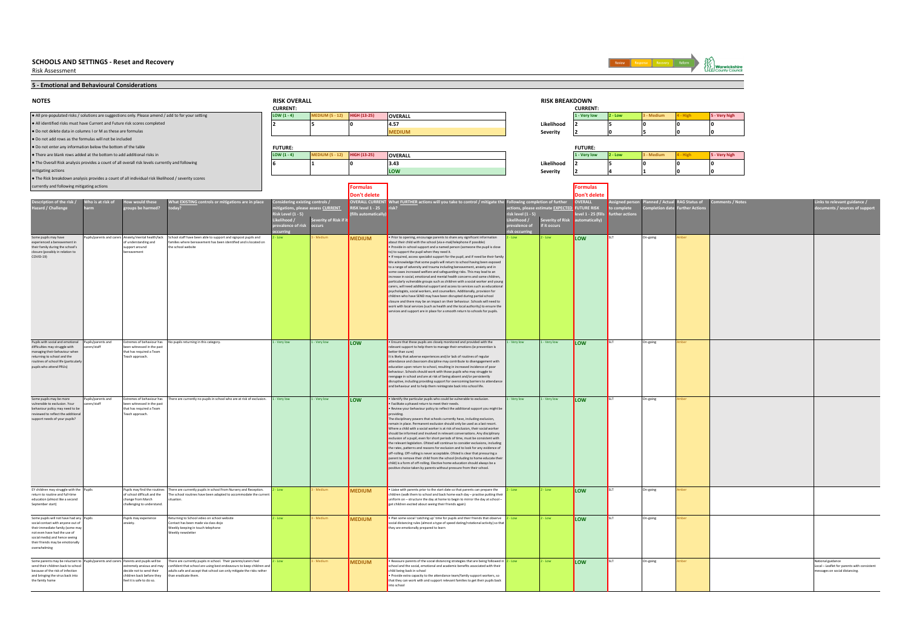# SCHOOLS AND SETTINGS - Reset and Recovery

Risk Assessment

## 5 - Emotional and Behavioural Considerations

### NOTES

- All pre-populated risks / solutions are suggestions only. Please amend / add to for your setting
- All identified risks must have Current and Future risk scores completed
- Do not delete data in columns I or M as these are formulas
- Do not add rows as the formulas will not be included
- Do not enter any information below the bottom of the table
- There are blank rows added at the bottom to add additional risks in
- The Overall Risk analysis provides a count of all overall risk levels currently and following mitigating actions
- The Risk breakdown analysis provides a count of all individual risk likelihood / severity scores currently and following mitigating actions

### RISK OVERALL

**CURRENT:**

| LOW (1 - 4) | MEDIUM (5 - 12) | HIGH (13-25) | OVERALL |
|---|---|---|---|
| 2 | 5 | 0 | 4.57 |
| | | | MEDIUM |

**FUTURE:**

| LOW (1 - 4) | MEDIUM (5 - 12) | HIGH (13-25) | OVERALL |
|---|---|---|---|
| 6 | 1 | 0 | 3.43 |
| | | | LOW |

### RISK BREAKDOWN

**CURRENT:**

| | 1 - Very low | 2 - Low | 3 - Medium | 4 - High | 5 - Very high |
|---|---|---|---|---|---|
| Likelihood | 2 | 5 | 0 | 0 | 0 |
| Severity | 2 | 0 | 5 | 0 | 0 |

**FUTURE:**

| | 1 - Very low | 2 - Low | 3 - Medium | 4 - High | 5 - Very high |
|---|---|---|---|---|---|
| Likelihood | 2 | 5 | 0 | 0 | 0 |
| Severity | 2 | 4 | 1 | 0 | 0 |

| Description of the risk / Hazard / Challenge | Who is at risk of harm | How would these groups be harmed? | What EXISTING controls or mitigations are in place today? | Considering existing controls / mitigations, please assess CURRENT Risk Level (1 - 5) Likelihood / prevalence of risk occurring | Severity of Risk if it occurs | OVERALL CURRENT RISK level 1 - 25 (fills automatically) (Formulas Don't delete) | What FURTHER actions will you take to control / mitigate the risk? | Following completion of further actions, please estimate EXPECTED risk level (1 - 5) Likelihood / prevalence of risk occurring | Severity of Risk if it occurs | OVERALL FUTURE RISK level 1 - 25 (fills automatically) (Formulas Don't delete) | Assigned person to complete further actions | Planned / Actual Completion date | RAG Status of Further Actions | Comments / Notes | Links to relevant guidance / documents / sources of support |
|---|---|---|---|---|---|---|---|---|---|---|---|---|---|---|---|
| Some pupils may have experienced a bereavement in their family during the school's closure (possibly in relation to COVID-19) | Pupils/parents and carers | Anxiety/mental health/lack of understanding and support around bereavement | School staff have been able to support and signpost pupils and families where bereavement has been identified and is located on the school website | 2 - Low | 3 - Medium | MEDIUM | • Prior to opening, encourage parents to share any significant information about their child with the school (via e-mail/telephone if possible)<br>• Provide in-school support and a named person (someone the pupil is close to) to support the pupil when they need it.<br>• If required, access specialist support for the pupil, and if need be their family<br>We acknowledge that some pupils will return to school having been exposed to a range of adversity and trauma including bereavement, anxiety and in some cases increased welfare and safeguarding risks. This may lead to an increase in social, emotional and mental health concerns and some children, particularly vulnerable groups such as children with a social worker and young carers, will need additional support and access to services such as educational psychologists, social workers, and counsellors. Additionally, provision for children who have SEND may have been disrupted during partial school closure and there may be an impact on their behaviour. Schools will need to work with local services (such as health and the local authority) to ensure the services and support are in place for a smooth return to schools for pupils. | 2 - Low | 2 - Low | LOW | SLT | On-going | Amber | | |
| Pupils with social and emotional difficulties may struggle with managing their behaviour when returning to school and the routines of school life (particularly pupils who attend PRUs) | Pupils/parents and carers/staff | Extremes of behaviour has been witnessed in the past that has required a Team Teach approach. | No pupils returning in this category. | 1 - Very low | 1 - Very low | LOW | • Ensure that these pupils are closely monitored and provided with the relevant support to help them to manage their emotions (ie prevention is better than cure)<br>It is likely that adverse experiences and/or lack of routines of regular attendance and classroom discipline may contribute to disengagement with education upon return to school, resulting in increased incidence of poor behaviour. Schools should work with those pupils who may struggle to reengage in school and are at risk of being absent and/or persistently disruptive, including providing support for overcoming barriers to attendance and behaviour and to help them reintegrate back into school life. | 1 - Very low | 1 - Very low | LOW | SLT | On-going | Amber | | |
| Some pupils may be more vulnerable to exclusion. Your behaviour policy may need to be reviewed to reflect the additional support needs of your pupils? | Pupils/parents and carers/staff | Extremes of behaviour has been witnessed in the past that has required a Team Teach approach. | There are currently no pupils in school who are at risk of exclusion. | 1 - Very low | 1 - Very low | LOW | • Identify the particular pupils who could be vulnerable to exclusion.<br>• Facilitate a phased return to meet their needs.<br>• Review your behaviour policy to reflect the additional support you might be providing.<br>The disciplinary powers that schools currently have, including exclusion, remain in place. Permanent exclusion should only be used as a last resort. Where a child with a social worker is at risk of exclusion, their social worker should be informed and involved in relevant conversations. Any disciplinary exclusion of a pupil, even for short periods of time, must be consistent with the relevant legislation. Ofsted will continue to consider exclusions, including the rates, patterns and reasons for exclusion and to look for any evidence of off-rolling. Off-rolling is never acceptable. Ofsted is clear that pressuring a parent to remove their child from the school (including to home educate their child) is a form of off-rolling. Elective home education should always be a positive choice taken by parents without pressure from their school. | 1 - Very low | 1 - Very low | LOW | SLT | On-going | Amber | | |
| EY children may struggle with the return to routine and full-time education (almost like a second September start) | Pupils | Pupils may find the routines of school difficult and the change from March challenging to understand. | There are currently pupils in school from Nursery and Reception. The school routines have been adapted to accommodate the current situation. | 2 - Low | 3 - Medium | MEDIUM | • Liaise with parents prior to the start date so that parents can prepare the children (walk them to school and back home each day – practise putting their uniform on – structure the day at home to begin to mirror the day at school – get children excited about seeing their friends again) | 2 - Low | 2 - Low | LOW | SLT | On-going | Amber | | |
| Some pupils will not have had any social contact with anyone out of their immediate family (some may not even have had the use of social media) and hence seeing their friends may be emotionally overwhelming | Pupils | Pupils may experience anxiety. | Returning to School video on school website<br>Contact has been made via class dojo<br>Weekly keeping in touch telephone<br>Weekly newsletter | 2 - Low | 3 - Medium | MEDIUM | • Plan some social 'catching up' time for pupils and their friends that observe social distancing rules (almost a type of speed dating/rotational activity) so that they are emotionally prepared to learn | 2 - Low | 2 - Low | LOW | SLT | On-going | Amber | | |
| Some parents may be reluctant to send their children back to school because of the risk of infection and bringing the virus back into the family home | Pupils/parents and carers | Parents and pupils will be extremely anxious and may decide not to send their children back before they feel it is safe to do so. | There are currently pupils in school. Their parents/carers feel confident that school are using best endeavours to keep children and adults safe and accept that school can only mitigate the risks rather than eradicate them. | 2 - Low | 3 - Medium | MEDIUM | • Reassure parents of the social distancing strategies that are being followed in school and the social, emotional and academic benefits associated with their child being back in school<br>• Provide extra capacity to the attendance team/family support workers, so that they can work with and support relevant families to get their pupils back into school | 2 - Low | 2 - Low | LOW | SLT | On-going | Amber | | National guidance<br>Local – Leaflet for parents with consistent messages on social distancing. |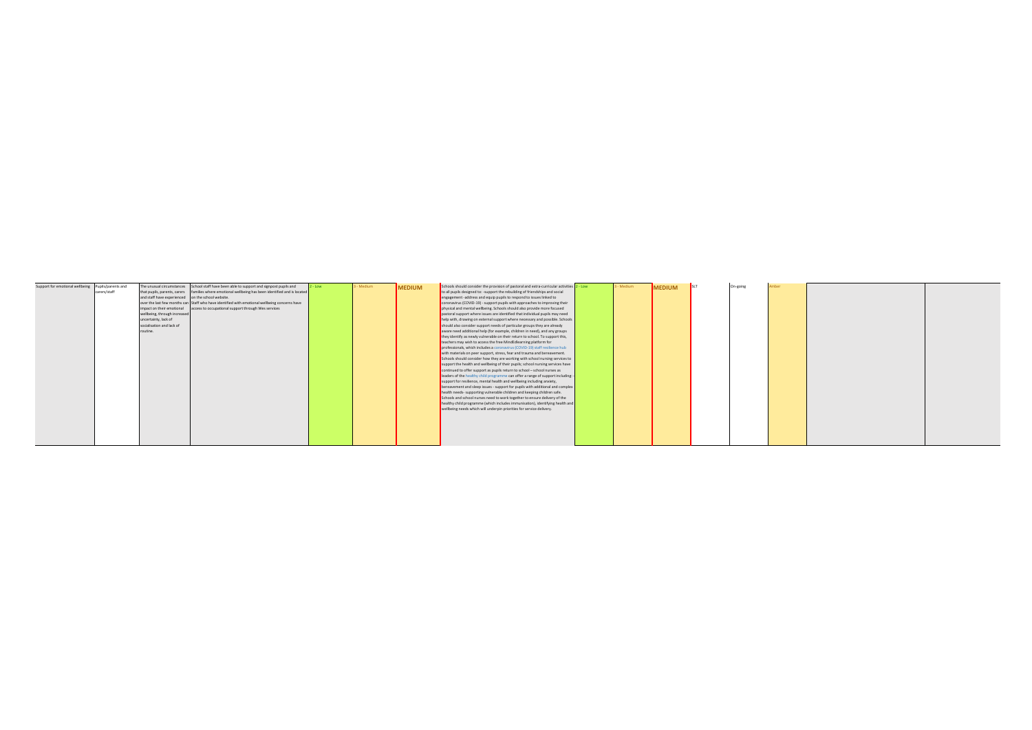| | | | | | | | | | | | | | | | |
|---|---|---|---|---|---|---|---|---|---|---|---|---|---|---|---|
| Support for emotional wellbeing | Pupils/parents and carers/staff | The unusual circumstances that pupils, parents, carers and staff have experienced over the last few months can impact on their emotional wellbeing, through increased uncertainty, lack of socialisation and lack of routine. | School staff have been able to support and signpost pupils and families where emotional wellbeing has been identified and is located on the school website. Staff who have identified with emotional wellbeing concerns have access to occupational support through Wes services | 2 - Low | 3 - Medium | MEDIUM | Schools should consider the provision of pastoral and extra-curricular activities to all pupils designed to: -support the rebuilding of friendships and social engagement -address and equip pupils to respond to issues linked to coronavirus (COVID-19) - support pupils with approaches to improving their physical and mental wellbeing. Schools should also provide more focused pastoral support where issues are identified that individual pupils may need help with, drawing on external support where necessary and possible. Schools should also consider support needs of particular groups they are already aware need additional help (for example, children in need), and any groups they identify as newly vulnerable on their return to school. To support this, teachers may wish to access the free MindEdlearning platform for professionals, which includes a coronavirus (COVID-19) staff resilience hub with materials on peer support, stress, fear and trauma and bereavement. Schools should consider how they are working with school nursing services to support the health and wellbeing of their pupils; school nursing services have continued to offer support as pupils return to school – school nurses as leaders of the healthy child programme can offer a range of support including: support for resilience, mental health and wellbeing including anxiety, bereavement and sleep issues - support for pupils with additional and complex health needs- supporting vulnerable children and keeping children safe. Schools and school nurses need to work together to ensure delivery of the healthy child programme (which includes immunisation), identifying health and wellbeing needs which will underpin priorities for service delivery. | 2 - Low | 3 - Medium | MEDIUM | SLT | On-going | Amber | | |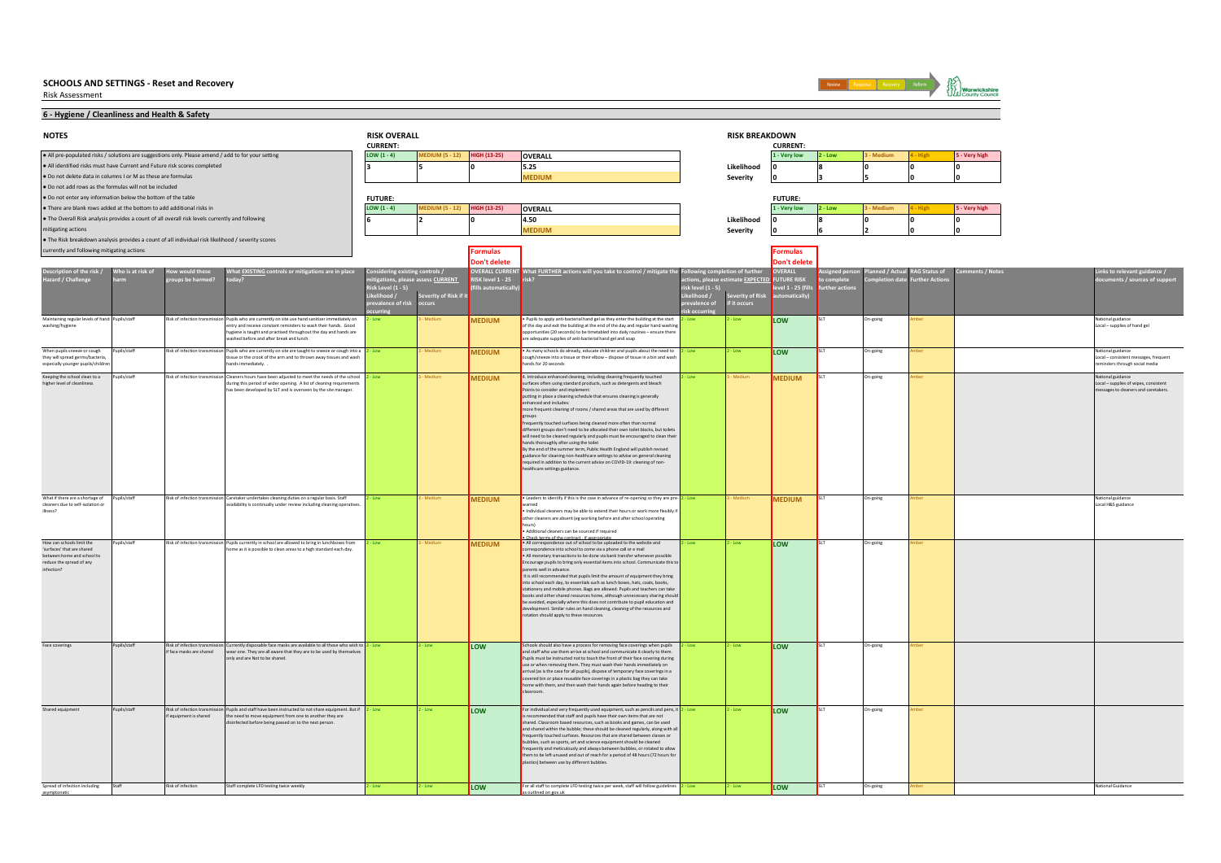# SCHOOLS AND SETTINGS - Reset and Recovery

Risk Assessment

Review | Response | Recovery | Reform

## 6 - Hygiene / Cleanliness and Health & Safety

### NOTES

- All pre-populated risks / solutions are suggestions only. Please amend / add to for your setting
- All identified risks must have Current and Future risk scores completed
- Do not delete data in columns I or M as these are formulas
- Do not add rows as the formulas will not be included
- Do not enter any information below the bottom of the table
- There are blank rows added at the bottom to add additional risks in
- The Overall Risk analysis provides a count of all overall risk levels currently and following mitigating actions
- The Risk breakdown analysis provides a count of all individual risk likelihood / severity scores currently and following mitigating actions

### RISK OVERALL

**CURRENT:**

| LOW (1 - 4) | MEDIUM (5 - 12) | HIGH (13-25) | OVERALL |
|---|---|---|---|
| 3 | 5 | 0 | 5.25 |
| | | | MEDIUM |

**FUTURE:**

| LOW (1 - 4) | MEDIUM (5 - 12) | HIGH (13-25) | OVERALL |
|---|---|---|---|
| 6 | 2 | 0 | 4.50 |
| | | | MEDIUM |

### RISK BREAKDOWN

**CURRENT:**

| | 1 - Very low | 2 - Low | 3 - Medium | 4 - High | 5 - Very high |
|---|---|---|---|---|---|
| Likelihood | 0 | 8 | 0 | 0 | 0 |
| Severity | 0 | 3 | 5 | 0 | 0 |

**FUTURE:**

| | 1 - Very low | 2 - Low | 3 - Medium | 4 - High | 5 - Very high |
|---|---|---|---|---|---|
| Likelihood | 0 | 8 | 0 | 0 | 0 |
| Severity | 0 | 6 | 2 | 0 | 0 |

| Description of the risk / Hazard / Challenge | Who is at risk of harm | How would these groups be harmed? | What EXISTING controls or mitigations are in place today? | Considering existing controls / mitigations, please assess CURRENT Risk Level (1 - 5): Likelihood / prevalence of risk occurring | Severity of Risk if it occurs | OVERALL CURRENT RISK level 1 - 25 (fills automatically) (Formulas Don't delete) | What FURTHER actions will you take to control / mitigate the risk? | Following completion of further actions, please estimate EXPECTED risk level (1 - 5): Likelihood / prevalence of risk occurring | Severity of Risk if it occurs | OVERALL FUTURE RISK level 1 - 25 (fills automatically) (Formulas Don't delete) | Assigned person to complete further actions | Planned / Actual Completion date | RAG Status of Further Actions | Comments / Notes | Links to relevant guidance / documents / sources of support |
|---|---|---|---|---|---|---|---|---|---|---|---|---|---|---|---|
| Maintaining regular levels of hand washing/hygiene | Pupils/staff | Risk of infection transmission | Pupils who are currently on site use hand sanitizer immediately on entry and receive constant reminders to wash their hands. Good hygiene is taught and practised throughout the day and hands are washed before and after break and lunch. | 2 - Low | 3 - Medium | MEDIUM | • Pupils to apply anti-bacterial hand gel as they enter the building at the start of the day and exit the building at the end of the day and regular hand washing opportunities (20 seconds) to be timetabled into daily routines – ensure there are adequate supplies of anti-bacterial hand gel and soap | 2 - Low | 2 - Low | LOW | SLT | On-going | Amber | | National guidance<br>Local – supplies of hand gel |
| When pupils sneeze or cough they will spread germs/bacteria, especially younger pupils/children | Pupils/staff | Risk of infection transmission | Pupils who are currently on site are taught to sneeze or cough into a tissue or the crook of the arm and to thrown away tissues and wash hands immediately. . | 2 - Low | 3 - Medium | MEDIUM | • As many schools do already, educate children and pupils about the need to cough/sneeze into a tissue or their elbow – dispose of tissue in a bin and wash hands for 20 seconds | 2 - Low | 2 - Low | LOW | SLT | On-going | Amber | | National guidance<br>Local – consistent messages, frequent reminders through social media |
| Keeping the school clean to a higher level of cleanliness | Pupils/staff | Risk of infection transmission | Cleaners hours have been adjusted to meet the needs of the school during this period of wider opening. A list of cleaning requirements has been developed by SLT and is overseen by the site manager. | 2 - Low | 3 - Medium | MEDIUM | 4. Introduce enhanced cleaning, including cleaning frequently touched surfaces often using standard products, such as detergents and bleach<br>Points to consider and implement:<br>putting in place a cleaning schedule that ensures cleaning is generally enhanced and includes:<br>more frequent cleaning of rooms / shared areas that are used by different groups<br>frequently touched surfaces being cleaned more often than normal<br>different groups don't need to be allocated their own toilet blocks, but toilets will need to be cleaned regularly and pupils must be encouraged to clean their hands thoroughly after using the toilet<br>By the end of the summer term, Public Health England will publish revised guidance for cleaning non-healthcare settings to advise on general cleaning required in addition to the current advice on COVID-19: cleaning of non-healthcare settings guidance. | 2 - Low | 3 - Medium | MEDIUM | SLT | On-going | Amber | | National guidance<br>Local – supplies of wipes, consistent messages to cleaners and caretakers. |
| What if there are a shortage of cleaners due to self-isolation or illness? | Pupils/staff | Risk of infection transmission | Caretaker undertakes cleaning duties on a regular basis. Staff availability is continually under review including cleaning operatives. | 2 - Low | 3 - Medium | MEDIUM | • Leaders to identify if this is the case in advance of re-opening so they are pre-warned<br>• Individual cleaners may be able to extend their hours or work more flexibly if other cleaners are absent (eg working before and after school operating hours)<br>• Additional cleaners can be sourced if required<br>• Check terms of the contract - if appropriate | 2 - Low | 3 - Medium | MEDIUM | SLT | On-going | Amber | | National guidance<br>Local H&S guidance |
| How can schools limit the 'surfaces' that are shared between home and school to reduce the spread of any infection? | Pupils/staff | Risk of infection transmission | Pupils currently in school are allowed to bring in lunchboxes from home as it is possible to clean areas to a high standard each day. | 2 - Low | 3 - Medium | MEDIUM | • All correspondence out of school to be uploaded to the website and correspondence into school to come via a phone call or e mail<br>• All monetary transactions to be done via bank transfer whenever possible<br>Encourage pupils to bring only essential items into school. Communicate this to parents well in advance.<br>It is still recommended that pupils limit the amount of equipment they bring into school each day, to essentials such as lunch boxes, hats, coats, books, stationery and mobile phones. Bags are allowed. Pupils and teachers can take books and other shared resources home, although unnecessary sharing should be avoided, especially where this does not contribute to pupil education and development. Similar rules on hand cleaning, cleaning of the resources and rotation should apply to these resources. | 2 - Low | 2 - Low | LOW | SLT | On-going | Amber | | |
| Face coverings | Pupils/staff | Risk of infection transmission if face masks are shared | Currently disposable face masks are available to all those who wish to wear one. They are all aware that they are to be used by themselves only and are Not to be shared. | 2 - Low | 2 - Low | LOW | Schools should also have a process for removing face coverings when pupils and staff who use them arrive at school and communicate it clearly to them. Pupils must be instructed not to touch the front of their face covering during use or when removing them. They must wash their hands immediately on arrival (as is the case for all pupils), dispose of temporary face coverings in a covered bin or place reusable face coverings in a plastic bag they can take home with them, and then wash their hands again before heading to their classroom. | 2 - Low | 2 - Low | LOW | SLT | On-going | Amber | | |
| Shared equipment | Pupils/staff | Risk of infection transmission if equipment is shared | Pupils and staff have been instructed to not share equipment. But if the need to move equipment from one to another they are disinfected before being passed on to the next person. | 2 - Low | 2 - Low | LOW | For individual and very frequently used equipment, such as pencils and pens, it is recommended that staff and pupils have their own items that are not shared. Classroom based resources, such as books and games, can be used and shared within the bubble; these should be cleaned regularly, along with all frequently touched surfaces. Resources that are shared between classes or bubbles, such as sports, art and science equipment should be cleaned frequently and meticulously and always between bubbles, or rotated to allow them to be left unused and out of reach for a period of 48 hours (72 hours for plastics) between use by different bubbles. | 2 - Low | 2 - Low | LOW | SLT | On-going | Amber | | |
| Spread of infection including asymptomatic | Staff | Risk of infection | Staff complete LFD testing twice weekly | 2 - Low | 2 - Low | LOW | For all staff to complete LFD testing twice per week, staff will follow guidelines as outlined on gov.uk | 2 - Low | 2 - Low | LOW | SLT | On-going | Amber | | National Guidance |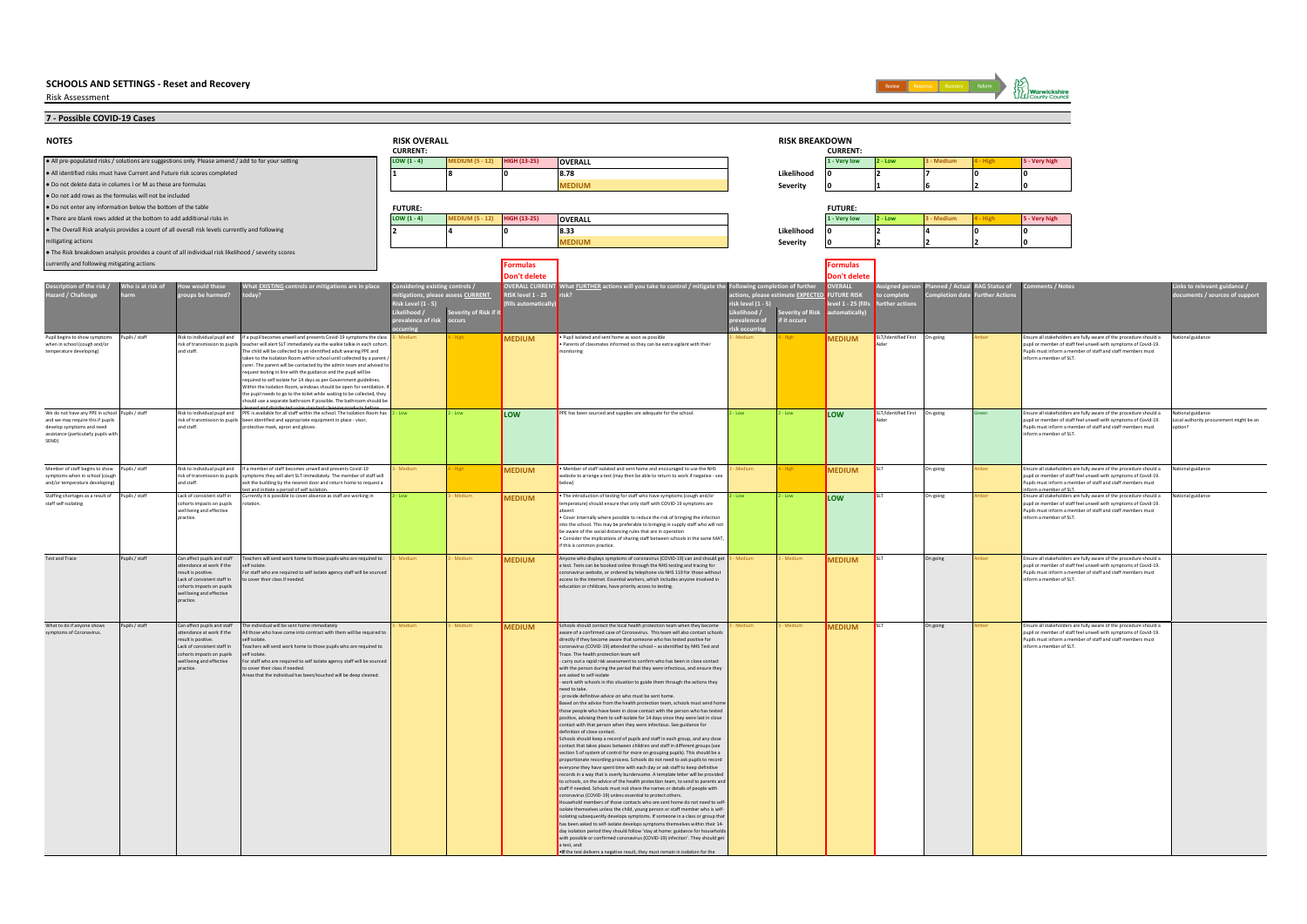# SCHOOLS AND SETTINGS - Reset and Recovery

Risk Assessment

## 7 - Possible COVID-19 Cases

### NOTES

- All pre-populated risks / solutions are suggestions only. Please amend / add to for your setting
- All identified risks must have Current and Future risk scores completed
- Do not delete data in columns I or M as these are formulas
- Do not add rows as the formulas will not be included
- Do not enter any information below the bottom of the table
- There are blank rows added at the bottom to add additional risks in
- The Overall Risk analysis provides a count of all overall risk levels currently and following mitigating actions
- The Risk breakdown analysis provides a count of all individual risk likelihood / severity scores currently and following mitigating actions

### RISK OVERALL

**CURRENT:**

| LOW (1 - 4) | MEDIUM (5 - 12) | HIGH (13-25) | OVERALL |
|---|---|---|---|
| 1 | 8 | 0 | 8.78 |
| | | | MEDIUM |

**FUTURE:**

| LOW (1 - 4) | MEDIUM (5 - 12) | HIGH (13-25) | OVERALL |
|---|---|---|---|
| 2 | 4 | 0 | 8.33 |
| | | | MEDIUM |

### RISK BREAKDOWN

**CURRENT:**

| | 1 - Very low | 2 - Low | 3 - Medium | 4 - High | 5 - Very high |
|---|---|---|---|---|---|
| Likelihood | 0 | 2 | 7 | 0 | 0 |
| Severity | 0 | 1 | 6 | 2 | 0 |

**FUTURE:**

| | 1 - Very low | 2 - Low | 3 - Medium | 4 - High | 5 - Very high |
|---|---|---|---|---|---|
| Likelihood | 0 | 2 | 4 | 0 | 0 |
| Severity | 0 | 2 | 2 | 2 | 0 |

| Description of the risk / Hazard / Challenge | Who is at risk of harm | How would these groups be harmed? | What EXISTING controls or mitigations are in place today? | Considering existing controls / mitigations, please assess CURRENT Risk Level (1 - 5): Likelihood / prevalence of risk occurring | Severity of Risk if it occurs | OVERALL CURRENT RISK level 1 - 25 (fills automatically) Formulas Don't delete | What FURTHER actions will you take to control / mitigate the risk? | Following completion of further actions, please estimate EXPECTED risk level (1 - 5): Likelihood / prevalence of risk occurring | Severity of Risk if it occurs | OVERALL FUTURE RISK level 1 - 25 (fills automatically) Formulas Don't delete | Assigned person to complete further actions | Planned / Actual Completion date | RAG Status of Further Actions | Comments / Notes | Links to relevant guidance / documents / sources of support |
|---|---|---|---|---|---|---|---|---|---|---|---|---|---|---|---|
| Pupil begins to show symptoms when in school (cough and/or temperature developing) | Pupils / staff | Risk to individual pupil and risk of transmission to pupils and staff. | If a pupil becomes unwell and presents Covid-19 symptoms the class teacher will alert SLT immediately via the walkie talkie in each cohort. The child will be collected by an identified adult wearing PPE and taken to the Isolation Room within school until collected by a parent / carer. The parent will be contacted by the admin team and advised to request testing in line with the guidance and the pupil will be required to self isolate for 14 days as per Government guidelines. Within the Isolation Room, windows should be open for ventilation. If the pupil needs to go to the toilet while waiting to be collected, they should use a separate bathroom if possible. The bathroom should be cleaned and disinfected using standard cleaning products before | 3 - Medium | 4 - High | MEDIUM | • Pupil isolated and sent home as soon as possible<br>• Parents of classmates informed so they can be extra vigilant with their monitoring | 3 - Medium | 4 - High | MEDIUM | SLT/Identified First Aider | On-going | Amber | Ensure all stakeholders are fully aware of the procedure should a pupil or member of staff feel unwell with symptoms of Covid-19. Pupils must inform a member of staff and staff members must inform a member of SLT. | National guidance |
| We do not have any PPE in school and we may require this if pupils develop symptoms and need assistance (particularly pupils with SEND) | Pupils / staff | Risk to individual pupil and risk of transmission to pupils and staff. | PPE is available for all staff within the school. The Isolation Room has been identified and appropriate equipment in place - visor, protective mask, apron and gloves. | 2 - Low | 2 - Low | LOW | PPE has been sourced and supplies are adequate for the school. | 2 - Low | 2 - Low | LOW | SLT/Identified First Aider | On-going | Green | Ensure all stakeholders are fully aware of the procedure should a pupil or member of staff feel unwell with symptoms of Covid-19. Pupils must inform a member of staff and staff members must inform a member of SLT. | National guidance<br>Local authority procurement might be an option? |
| Member of staff begins to show symptoms when in school (cough and/or temperature developing) | Pupils / staff | Risk to individual pupil and risk of transmission to pupils and staff. | If a member of staff becomes unwell and presents Covid-19 symptoms they will alert SLT immediately. The member of staff will exit the building by the nearest door and return home to request a test and initiate a period of self isolation. | 3 - Medium | 4 - High | MEDIUM | • Member of staff isolated and sent home and encouraged to use the NHS website to arrange a test (may then be able to return to work if negative - see below) | 3 - Medium | 4 - High | MEDIUM | SLT | On-going | Amber | Ensure all stakeholders are fully aware of the procedure should a pupil or member of staff feel unwell with symptoms of Covid-19. Pupils must inform a member of staff and staff members must inform a member of SLT. | National guidance |
| Staffing shortages as a result of staff self-isolating | Pupils / staff | Lack of consistent staff in cohorts impacts on pupils well being and effective practice. | Currently it is possible to cover absence as staff are working in rotation. | 2 - Low | 3 - Medium | MEDIUM | • The introduction of testing for staff who have symptoms (cough and/or temperature) should ensure that only staff with COVID-19 symptoms are absent<br>• Cover internally where possible to reduce the risk of bringing the infection into the school. This may be preferable to bringing in supply staff who will not be aware of the social distancing rules that are in operation<br>• Consider the implications of sharing staff between schools in the same MAT, if this is common practice. | 2 - Low | 2 - Low | LOW | SLT | On-going | Amber | Ensure all stakeholders are fully aware of the procedure should a pupil or member of staff feel unwell with symptoms of Covid-19. Pupils must inform a member of staff and staff members must inform a member of SLT. | National guidance |
| Test and Trace | Pupils / staff | Can affect pupils and staff attendance at work if the result is positive. Lack of consistent staff in cohorts impacts on pupils well being and effective practice. | Teachers will send work home to those pupils who are required to self isolate. For staff who are required to self isolate agency staff will be sourced to cover their class if needed. | 3 - Medium | 3 - Medium | MEDIUM | Anyone who displays symptoms of coronavirus (COVID-19) can and should get a test. Tests can be booked online through the NHS testing and tracing for coronavirus website, or ordered by telephone via NHS 119 for those without access to the internet. Essential workers, which includes anyone involved in education or childcare, have priority access to testing. | 3 - Medium | 3 - Medium | MEDIUM | SLT | On going | Amber | Ensure all stakeholders are fully aware of the procedure should a pupil or member of staff feel unwell with symptoms of Covid-19. Pupils must inform a member of staff and staff members must inform a member of SLT. | |
| What to do if anyone shows symptoms of Coronavirus. | Pupils / staff | Can affect pupils and staff attendance at work if the result is positive. Lack of consistent staff in cohorts impacts on pupils well being and effective practice. | The individual will be sent home immediately<br>All those who have come into contract with them will be required to self isolate.<br>Teachers will send work home to those pupils who are required to self isolate.<br>For staff who are required to self isolate agency staff will be sourced to cover their class if needed.<br>Areas that the individual has been/touched will be deep cleaned. | 3 - Medium | 3 - Medium | MEDIUM | Schools should contact the local health protection team when they become aware of a confirmed case of Coronavirus. This team will also contact schools directly if they become aware that someone who has tested positive for coronavirus (COVID-19) attended the school – as identified by NHS Test and Trace. The health protection team will<br>- carry out a rapid risk assessment to confirm who has been in close contact with the person during the period that they were infectious, and ensure they are asked to self-isolate<br>- work with schools in this situation to guide them through the actions they need to take.<br>- provide definitive advice on who must be sent home.<br>Based on the advice from the health protection team, schools must send home those people who have been in close contact with the person who has tested positive, advising them to self-isolate for 14 days since they were last in close contact with that person when they were infectious. See guidance for definition of close contact.<br>Schools should keep a record of pupils and staff in each group, and any close contact that takes places between children and staff in different groups (see section 5 of system of control for more on grouping pupils). This should be a proportionate recording process. Schools do not need to ask pupils to record everyone they have spent time with each day or ask staff to keep definitive records in a way that is overly burdensome. A template letter will be provided to schools, on the advice of the health protection team, to send to parents and staff if needed. Schools must not share the names or details of people with coronavirus (COVID-19) unless essential to protect others.<br>Household members of those contacts who are sent home do not need to self-isolate themselves unless the child, young person or staff member who is self-isolating subsequently develops symptoms. If someone in a class or group that has been asked to self-isolate develops symptoms themselves within their 14-day isolation period they should follow 'stay at home: guidance for households with possible or confirmed coronavirus (COVID-19) infection'. They should get a test, and:<br>• if the test delivers a negative result, they must remain in isolation for the | 3 - Medium | 3 - Medium | MEDIUM | SLT | On going | Amber | Ensure all stakeholders are fully aware of the procedure should a pupil or member of staff feel unwell with symptoms of Covid-19. Pupils must inform a member of staff and staff members must inform a member of SLT. | |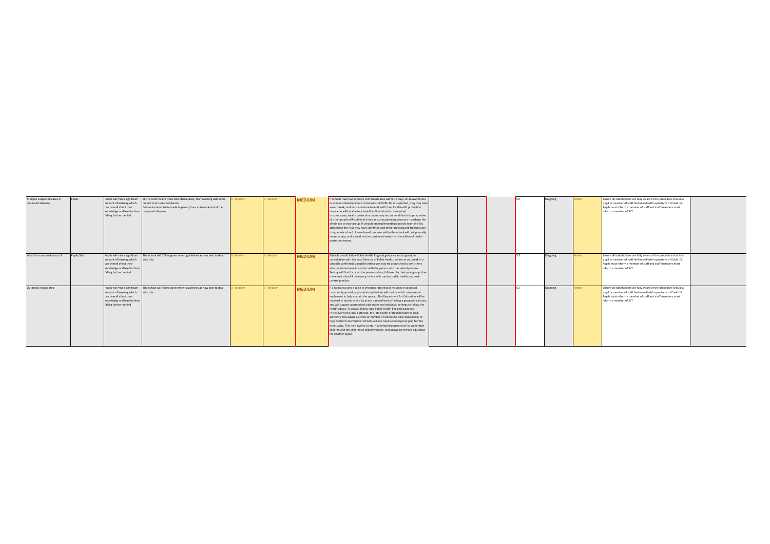| | | | | | | | | | | | | | | | |
|---|---|---|---|---|---|---|---|---|---|---|---|---|---|---|---|
| Multiple suspected cases or increased absence | Pupils | Pupils will miss a significant amount of learning which can overall affect their knowledge and lead to them falling further behind | SLT to confirm and track attendance daily. Staff working within the cohort to ensure compliance. Communication to be made to parent/care as to understand the increased absence | 3 - Medium | 3 - Medium | MEDIUM | If schools have two or more confirmed cases within 14 days, or an overall rise in sickness absence where coronavirus (COVID-19) is suspected, they may have an outbreak, and must continue to work with their local health protection team who will be able to advise if additional action is required. In some cases, health protection teams may recommend that a larger number of other pupils self-isolate at home as a precautionary measure – perhaps the whole site or year group. If schools are implementing controls from this list, addressing the risks they have identified and therefore reducing transmission risks, whole school closure based on cases within the school will not generally be necessary, and should not be considered except on the advice of health protection teams. | | | | SLT | On going | Amber | Ensure all stakeholders are fully aware of the procedure should a pupil or member of staff feel unwell with symptoms of Covid-19. Pupils must inform a member of staff and staff members must inform a member of SLT. | |
| What if an outbreak occurs? | Pupils/Staff | Pupils will miss a significant amount of learning which can overall affect their knowledge and lead to them falling further behind | The school will follow government guidelines as how best to deal with this. | 3 - Medium | 3 - Medium | MEDIUM | Schools should follow Public Health England guidance and support. In consultation with the local Director of Public Health, where an outbreak in a school is confirmed, a mobile testing unit may be dispatched to test others who may have been in contact with the person who has tested positive. Testing will first focus on the person's class, followed by their year group, then the whole school if necessary, in line with routine public health outbreak control practice. | | | | SLT | On going | Amber | Ensure all stakeholders are fully aware of the procedure should a pupil or member of staff feel unwell with symptoms of Covid-19. Pupils must inform a member of staff and staff members must inform a member of SLT. | |
| Outbreak in local area | | Pupils will miss a significant amount of learning which can overall affect their knowledge and lead to them falling further behind | The school will follow government guidelines as how best to deal with this. | 3 - Medium | 3 - Medium | MEDIUM | If a local area sees a spike in infection rates that is resulting in localised community spread, appropriate authorities will decide which measures to implement to help contain the spread. The Department for Education will be involved in decisions at a local and national level affecting a geographical area, and will support appropriate authorities and individual settings to follow the health advice. As above, follow local Public Health England guidance. In the event of a local outbreak, the PHE health protection team or local authority may advise a school or number of schools to close temporarily to help control transmission. Schools will also need a contingency plan for this eventuality. This may involve a return to remaining open only for vulnerable children and the children of critical workers, and providing remote education for all other pupils. | | | | SLT | On going | Amber | Ensure all stakeholders are fully aware of the procedure should a pupil or member of staff feel unwell with symptoms of Covid-19. Pupils must inform a member of staff and staff members must inform a member of SLT. | |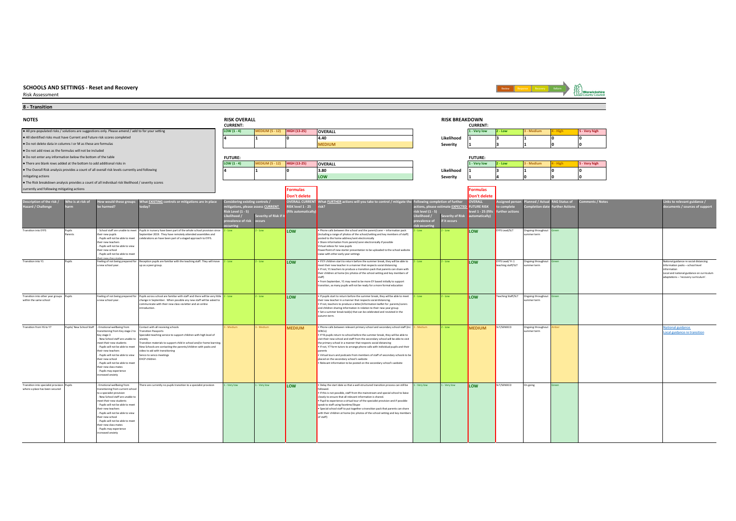# SCHOOLS AND SETTINGS - Reset and Recovery

Risk Assessment

Review | Response | Recovery | Reform

## 8 - Transition

### NOTES

- All pre-populated risks / solutions are suggestions only. Please amend / add to for your setting
- All identified risks must have Current and Future risk scores completed
- Do not delete data in columns I or M as these are formulas
- Do not add rows as the formulas will not be included
- Do not enter any information below the bottom of the table
- There are blank rows added at the bottom to add additional risks in
- The Overall Risk analysis provides a count of all overall risk levels currently and following mitigating actions
- The Risk breakdown analysis provides a count of all individual risk likelihood / severity scores currently and following mitigating actions

### RISK OVERALL

**CURRENT:**

| LOW (1 - 4) | MEDIUM (5 - 12) | HIGH (13-25) | OVERALL |
|---|---|---|---|
| 4 | 1 | 0 | 4.40 |
| | | | MEDIUM |

**FUTURE:**

| LOW (1 - 4) | MEDIUM (5 - 12) | HIGH (13-25) | OVERALL |
|---|---|---|---|
| 4 | 1 | 0 | 3.80 |
| | | | LOW |

### RISK BREAKDOWN

**CURRENT:**

| | 1 - Very low | 2 - Low | 3 - Medium | 4 - High | 5 - Very high |
|---|---|---|---|---|---|
| Likelihood | 1 | 3 | 1 | 0 | 0 |
| Severity | 1 | 3 | 1 | 0 | 0 |

**FUTURE:**

| | 1 - Very low | 2 - Low | 3 - Medium | 4 - High | 5 - Very high |
|---|---|---|---|---|---|
| Likelihood | 1 | 3 | 1 | 0 | 0 |
| Severity | 1 | 4 | 0 | 0 | 0 |

| Description of the risk / Hazard / Challenge | Who is at risk of harm | How would these groups be harmed? | What EXISTING controls or mitigations are in place today? | Considering existing controls / mitigations, please assess CURRENT Risk Level (1 - 5): Likelihood / prevalence of risk occurring | Severity of Risk if it occurs | OVERALL CURRENT RISK level 1 - 25 (fills automatically) (Formulas Don't delete) | What FURTHER actions will you take to control / mitigate the risk? | Following completion of further actions, please estimate EXPECTED risk level (1 - 5): Likelihood / prevalence of risk occurring | Severity of Risk if it occurs | OVERALL FUTURE RISK level 1 - 25 (fills automatically) (Formulas Don't delete) | Assigned person to complete further actions | Planned / Actual Completion date | RAG Status of Further Actions | Comments / Notes | Links to relevant guidance / documents / sources of support |
|---|---|---|---|---|---|---|---|---|---|---|---|---|---|---|---|
| Transition into EYFS | Pupils Parents | - School staff are unable to meet their new pupils<br>- Pupils will not be able to meet their new teachers<br>- Pupils will not be able to view their new school<br>- Pupils will not be able to meet their new class mates | Pupils in nursery have been part of the whole school provision since September 2019. They have remotely attended assemblies and celebrations an have been part of a staged approach to EYFS. | 2 - Low | 2 - Low | LOW | • Phone calls between the school and the parent/carer – information pack (including a range of photos of the school/setting and key members of staff) posted to the home address/sent electronically<br>• Share information from parent/carer electronically if possible<br>Virtual videos for new pupils<br>PowerPoint of new starter presentation to be uploaded to the school website<br>Liaise with other early year settings | 2 - Low | 2 - Low | LOW | EYFS Lead/SLT | Ongoing throughout summer term | Green | | |
| Transition into Y1 | Pupils | Feeling of not being prepared for a new school year. | Reception pupils are familiar with the teaching staff. They will move up as a peer group. | 2 - Low | 2 - Low | LOW | • If EY children start to return before the summer break, they will be able to meet their new teacher in a manner that respects social distancing<br>• If not, Y1 teachers to produce a transition pack that parents can share with their children at home (inc photos of the school setting and key members of staff)<br>• From September, Y1 may need to be more EY based initially to support transition, as many pupils will not be ready for a more formal education | 2 - Low | 2 - Low | LOW | EYFS Lead/ Yr.1 teaching staff/SLT | Ongoing throughout summer term | Green | | National guidance re social distancing<br>Information packs – school level information<br>Local and national guidance on curriculum adaptations – 'recovery curriculum'. |
| Transition into other year groups within the same school | Pupils | Feeling of not being prepared for a new school year. | Pupils across school are familiar with staff and there will be very little change in September. When possible any new staff will be asked to communicate with their new class via letter and an online introduction. | 2 - Low | 2 - Low | LOW | • If pupils start to return before the summer break, they will be able to meet their new teacher in a manner that respects social distancing.<br>• If not, teachers to produce a letter/information leaflet for parents/carers and children sharing information in relation to their new year group<br>• Set a summer break task(s) that can be celebrated and revisited in the autumn term. | 2 - Low | 2 - Low | LOW | Teaching Staff/SLT | Ongoing throughout summer term | Green | | |
| Transition from Y6 to Y7 | Pupils/ New School Staff | - Emotional wellbeing from transitioning from Key stage 2 to Key stage 3<br>- New School staff are unable to meet their new students<br>- Pupils will not be able to meet their new teachers<br>- Pupils will not be able to view their new school<br>- Pupils will not be able to meet their new class mates<br>- Pupils may experience increased anxiety | Contact with all receiving schools<br>Transition Passports<br>Specialist teaching service to support children with high level of anxiety<br>Transition materials to support child in school and/or home learning.<br>New Schools are contacting the parents/children with packs and video to aid with transitioning<br>Senco to senco meetings<br>EHCP children | 3 - Medium | 3 - Medium | MEDIUM | • Phone calls between relevant primary school and secondary school staff (inc SENCo)<br>• If Y6 pupils return to school before the summer break, they will be able to visit their new school and staff from the secondary school will be able to visit the primary school in a manner that respects social distancing<br>• If not, Y7 form tutors to arrange phone calls with individual pupils and their parents<br>• Virtual tours and podcasts from members of staff of secondary schools to be placed on the secondary school's website<br>• Relevant information to be posted on the secondary school's website | 3 - Medium | 2 - Low | MEDIUM | SLT/SENDCO | Ongoing throughout summer term | Amber | | National guidance<br>Local guidance re transition |
| Transition into specialist provision where a place has been secured | Pupils | - Emotional wellbeing from transitioning from current school to a specialist provision<br>- New School staff are unable to meet their new students<br>- Pupils will not be able to meet their new teachers<br>- Pupils will not be able to view their new school<br>- Pupils will not be able to meet their new class mates<br>- Pupils may experience increased anxiety | There are currently no pupils transition to a specialist provision | 1 - Very low | 1 - Very low | LOW | • Delay the start date so that a well-structured transition process can still be followed.<br>• If this is not possible, staff from the mainstream and special school to liaise closely to ensure that all relevant information is shared.<br>• Pupil to experience a virtual tour of the specialist provision and if possible speak to staff using facetime/Skype<br>• Special school staff to put together a transition pack that parents can share with their children at home (inc photos of the school setting and key members of staff) | 1 - Very low | 1 - Very low | LOW | SLT/SENDCO | On going | Green | | |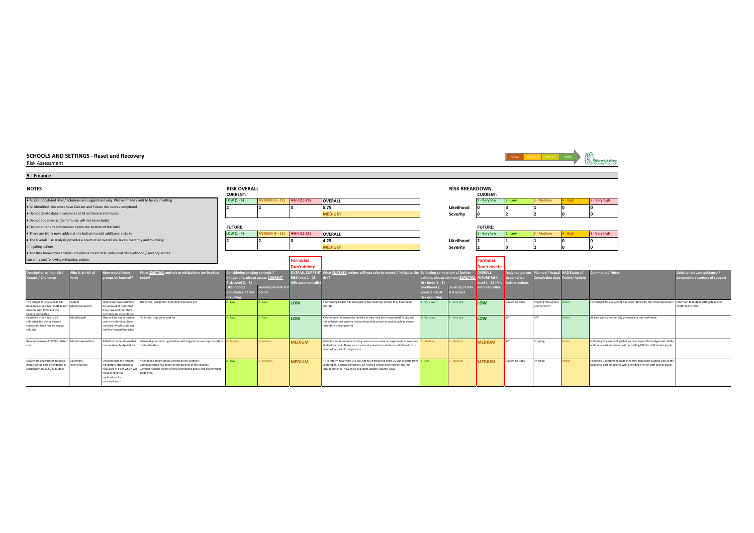# SCHOOLS AND SETTINGS - Reset and Recovery

Risk Assessment

Review | Response | Recovery | Reform

## 9 - Finance

### NOTES

- All pre-populated risks / solutions are suggestions only. Please amend / add to for your setting
- All identified risks must have Current and Future risk scores completed
- Do not delete data in columns I or M as these are formulas
- Do not add rows as the formulas will not be included
- Do not enter any information below the bottom of the table
- There are blank rows added at the bottom to add additional risks in
- The Overall Risk analysis provides a count of all overall risk levels currently and following mitigating actions
- The Risk breakdown analysis provides a count of all individual risk likelihood / severity scores currently and following mitigating actions

### RISK OVERALL

**CURRENT:**

| LOW (1 - 4) | MEDIUM (5 - 12) | HIGH (13-25) | OVERALL |
|---|---|---|---|
| 2 | 2 | 0 | 5.75 |
| | | | MEDIUM |

**FUTURE:**

| LOW (1 - 4) | MEDIUM (5 - 12) | HIGH (13-25) | OVERALL |
|---|---|---|---|
| 2 | 2 | 0 | 4.25 |
| | | | MEDIUM |

### RISK BREAKDOWN

**CURRENT:**

| | 1 - Very low | 2 - Low | 3 - Medium | 4 - High | 5 - Very high |
|---|---|---|---|---|---|
| Likelihood | 0 | 3 | 1 | 0 | 0 |
| Severity | 0 | 2 | 2 | 0 | 0 |

**FUTURE:**

| | 1 - Very low | 2 - Low | 3 - Medium | 4 - High | 5 - Very high |
|---|---|---|---|---|---|
| Likelihood | 2 | 1 | 1 | 0 | 0 |
| Severity | 2 | 0 | 2 | 0 | 0 |

| Description of the risk / Hazard / Challenge | Who is at risk of harm | How would these groups be harmed? | What EXISTING controls or mitigations are in place today? | Considering existing controls / mitigations, please assess CURRENT Risk Level (1 - 5): Likelihood / prevalence of risk occurring | Severity of Risk if it occurs | OVERALL CURRENT RISK level 1 - 25 (fills automatically) (Formulas Don't delete) | What FURTHER actions will you take to control / mitigate the risk? | Following completion of further actions, please estimate EXPECTED risk level (1 - 5): Likelihood / prevalence of risk occurring | Severity of Risk if it occurs | OVERALL FUTURE RISK level 1 - 25 (fills automatically) (Formulas Don't delete) | Assigned person to complete further actions | Planned / Actual Completion date | RAG Status of Further Actions | Comments / Notes | Links to relevant guidance / documents / sources of support |
|---|---|---|---|---|---|---|---|---|---|---|---|---|---|---|---|
| The budget for 2020/2021 has been following a Microsoft Teams meeting with WCC and the finance committee | Head of School/Governors | School may over estimate the amount of funds that they have and therefore over allocate expenditure | The School Budget for 2020/2021 has been set | 2 - Low | 2 - Low | LOW | • Governing bodies has arranged virtual meetings so that they have been quorate | 1 - Very low | 1 - Very low | LOW | Governing Body | Ongoing throughout summer term | Green | The Budget for 2020/2021 has been ratified by the school governors | Extension to budget setting deadlines confirmed by WCC |
| Cancelled trips need to be refunded, but venues/coach companies have not yet issued refunds | School/pupils | They will be out of pocket until the refund has been received, which could put families financial hardship | No School trips were paid for | 2 - Low | 2 - Low | LOW | • Reimburse the money to families as they may be in financial difficulty and this will maintain positive relationships (the school should be able to secure refunds in the long term) | 1 - Very low | 1 - Very low | LOW | SLT | N/A | Green | All trips were provisionally planned and not confirmed. | |
| Reimbursement of COVID-related costs | School stakeholders | Additional expenditure that has not been budgeted for | Followed government guidelines with regards to ensuring the safety of stakeholders | 3 - Medium | 3 - Medium | MEDIUM | Schools should use their existing resources to make arrangements to welcome all children back. There are no plans at present to reimburse additional costs incurred as part of that process. | 3 - Medium | 3 - Medium | MEDIUM | SLT | On going | Amber | Following Government guidelines may impact the budget with all the additional cost associated with providing PPE for staff and/or pupils | |
| Governors unaware of potential impact of full time attendance in September on 2020/21 budget. | Governors, Parents/carers | Unaware that the relaxed mandatory attendance is now back in place which will result in financial implications for parents/carers | Attendance policy can be viewed on the website. Communication has been sent to parents of the changes Governors made aware of new attendance policy and government guidelines. | 2 - Low | 3 - Medium | MEDIUM | HT to inform governors DFE will not be reimbursing extra COVID 19 costs from September. Finance governors, LA Finance Officer and relevant staff to include potential new costs in budget update Autumn 2020. | 2 - Low | 3 - Medium | MEDIUM | Governing Body | On going | Amber | Following Government guidelines may impact the budget with all the additional cost associated with providing PPE for staff and/or pupils | |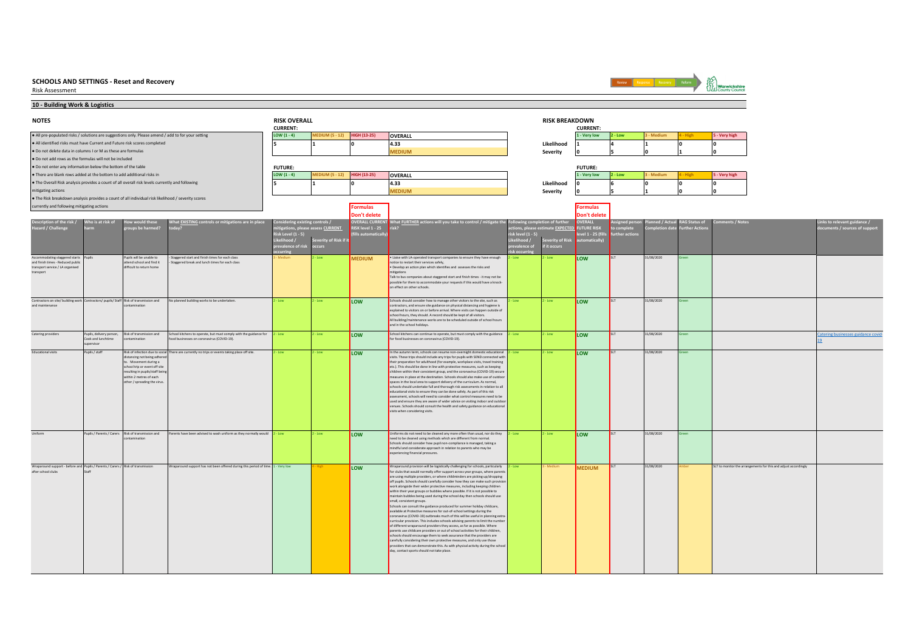## SCHOOLS AND SETTINGS - Reset and Recovery

Risk Assessment

Review | Response | Recovery | Reform

Warwickshire County Council

### 10 - Building Work & Logistics

**NOTES**

- All pre-populated risks / solutions are suggestions only. Please amend / add to for your setting
- All identified risks must have Current and Future risk scores completed
- Do not delete data in columns I or M as these are formulas
- Do not add rows as the formulas will not be included
- Do not enter any information below the bottom of the table
- There are blank rows added at the bottom to add additional risks in
- The Overall Risk analysis provides a count of all overall risk levels currently and following mitigating actions
- The Risk breakdown analysis provides a count of all individual risk likelihood / severity scores currently and following mitigating actions

**RISK OVERALL**

**CURRENT:**

| LOW (1 - 4) | MEDIUM (5 - 12) | HIGH (13-25) | OVERALL |
|---|---|---|---|
| 5 | 1 | 0 | 4.33 |
| | | | MEDIUM |

**FUTURE:**

| LOW (1 - 4) | MEDIUM (5 - 12) | HIGH (13-25) | OVERALL |
|---|---|---|---|
| 5 | 1 | 0 | 4.33 |
| | | | MEDIUM |

**RISK BREAKDOWN**

**CURRENT:**

| | 1 - Very low | 2 - Low | 3 - Medium | 4 - High | 5 - Very high |
|---|---|---|---|---|---|
| Likelihood | 1 | 4 | 1 | 0 | 0 |
| Severity | 0 | 5 | 0 | 1 | 0 |

**FUTURE:**

| | 1 - Very low | 2 - Low | 3 - Medium | 4 - High | 5 - Very high |
|---|---|---|---|---|---|
| Likelihood | 0 | 6 | 0 | 0 | 0 |
| Severity | 0 | 5 | 1 | 0 | 0 |

| Description of the risk / Hazard / Challenge | Who is at risk of harm | How would these groups be harmed? | What EXISTING controls or mitigations are in place today? | Considering existing controls / mitigations, please assess CURRENT Risk Level (1 - 5): Likelihood / prevalence of risk occurring | Severity of Risk if it occurs | OVERALL CURRENT RISK level 1 - 25 (fills automatically) (Formulas Don't delete) | What FURTHER actions will you take to control / mitigate the risk? | Following completion of further actions, please estimate EXPECTED risk level (1 - 5): Likelihood / prevalence of risk occurring | Severity of Risk if it occurs | OVERALL FUTURE RISK level 1 - 25 (fills automatically) (Formulas Don't delete) | Assigned person to complete further actions | Planned / Actual Completion date | RAG Status of Further Actions | Comments / Notes | Links to relevant guidance / documents / sources of support |
|---|---|---|---|---|---|---|---|---|---|---|---|---|---|---|---|
| Accommodating staggered starts and finish times - Reduced public transport service / LA organised transport | Pupils | Pupils will be unable to attend school and find it difficult to return home | - Staggered start and finish times for each class<br>- Staggered break and lunch times for each class | 3 - Medium | 2 - Low | MEDIUM | • Liaise with LA-operated transport companies to ensure they have enough notice to restart their services safely.<br>• Develop an action plan which identifies and assesses the risks and mitigations<br>Talk to bus companies about staggered start and finish times - it may not be possible for them to accommodate your requests if this would have a knock-on effect on other schools. | 2 - Low | 2 - Low | LOW | SLT | 31/08/2020 | Green | | |
| Contractors on site/ building work and maintenance | Contractors/ pupils/ Staff | Risk of transmission and contamination | No planned building works to be undertaken. | 2 - Low | 2 - Low | LOW | Schools should consider how to manage other visitors to the site, such as contractors, and ensure site guidance on physical distancing and hygiene is explained to visitors on or before arrival. Where visits can happen outside of school hours, they should. A record should be kept of all visitors.<br>All building/maintenance works are to be scheduled outside of school hours and in the school holidays. | 2 - Low | 2 - Low | LOW | SLT | 31/08/2020 | Green | | |
| Catering providers | Pupils, delivery person, Cook and lunchtime supervisor | Risk of transmission and contamination | School kitchens to operate, but must comply with the guidance for food businesses on coronavirus (COVID-19). | 2 - Low | 2 - Low | LOW | School kitchens can continue to operate, but must comply with the guidance for food businesses on coronavirus (COVID-19). | 2 - Low | 2 - Low | LOW | SLT | 31/08/2020 | Green | | Catering businesses guidance covid-19 |
| Educational visits | Pupils / staff | Risk of infection due to social distancing not being adhered to. Movement during a school trip or event off site resulting in pupils/staff being within 2 metres of each other / spreading the virus. | There are currently no trips or events taking place off site. | 2 - Low | 2 - Low | LOW | In the autumn term, schools can resume non-overnight domestic educational visits. These trips should include any trips for pupils with SEND connected with their preparation for adulthood (for example, workplace visits, travel training etc.). This should be done in line with protective measures, such as keeping children within their consistent group, and the coronavirus (COVID-19) secure measures in place at the destination. Schools should also make use of outdoor spaces in the local area to support delivery of the curriculum. As normal, schools should undertake full and thorough risk assessments in relation to all educational visits to ensure they can be done safely. As part of this risk assessment, schools will need to consider what control measures need to be used and ensure they are aware of wider advice on visiting indoor and outdoor venues. Schools should consult the health and safety guidance on educational visits when considering visits. | 2 - Low | 2 - Low | LOW | SLT | 31/08/2020 | Green | | |
| Uniform | Pupils / Parents / Carers | Risk of transmission and contamination | Parents have been advised to wash uniform as they normally would | 2 - Low | 2 - Low | LOW | Uniforms do not need to be cleaned any more often than usual, nor do they need to be cleaned using methods which are different from normal.<br>Schools should consider how pupil non-compliance is managed, taking a mindful and considerate approach in relation to parents who may be experiencing financial pressures. | 2 - Low | 2 - Low | LOW | SLT | 31/08/2020 | Green | | |
| Wraparound support - before and after school clubs | Pupils / Parents / Carers / Staff | Risk of transmission | Wraparound support has not been offered during this period of time. | 1 - Very low | 4 - High | LOW | Wraparound provision will be logistically challenging for schools, particularly for clubs that would normally offer support across year groups, where parents are using multiple providers, or where childminders are picking up/dropping off pupils. Schools should carefully consider how they can make such provision work alongside their wider protective measures, including keeping children within their year groups or bubbles where possible. If it is not possible to maintain bubbles being used during the school day then schools should use small, consistent groups.<br>Schools can consult the guidance produced for summer holiday childcare, available at Protective measures for out-of-school settings during the coronavirus (COVID-19) outbreaks much of this will be useful in planning extra-curricular provision. This includes schools advising parents to limit the number of different wraparound providers they access, as far as possible. Where parents use childcare providers or out of school activities for their children, schools should encourage them to seek assurance that the providers are carefully considering their own protective measures, and only use those providers that can demonstrate this. As with physical activity during the school day, contact sports should not take place. | 2 - Low | 3 - Medium | MEDIUM | SLT | 31/08/2020 | Amber | SLT to monitor the arrangements for this and adjust accordingly | |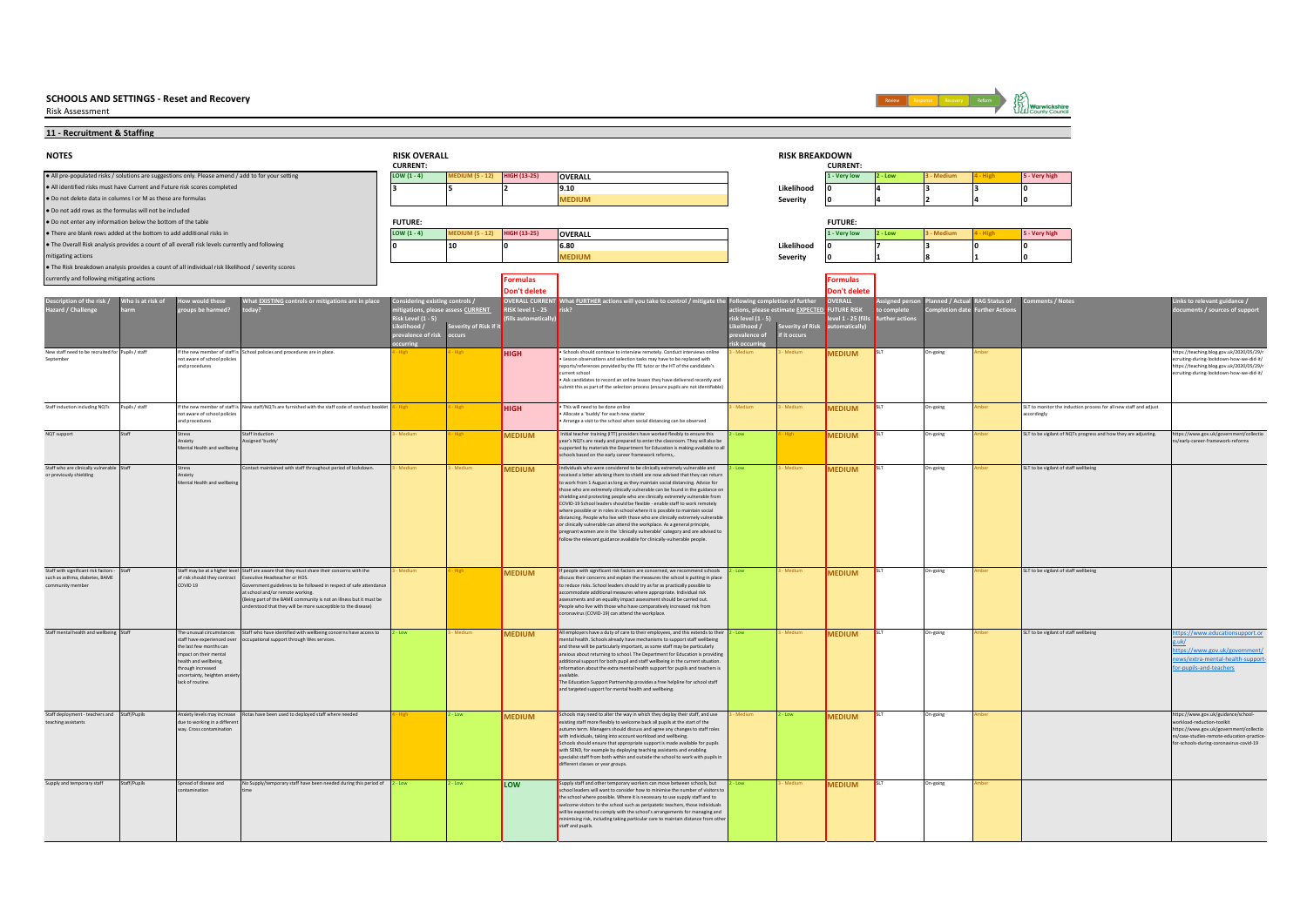# SCHOOLS AND SETTINGS - Reset and Recovery

Risk Assessment

## 11 - Recruitment & Staffing

### NOTES

- All pre-populated risks / solutions are suggestions only. Please amend / add to for your setting
- All identified risks must have Current and Future risk scores completed
- Do not delete data in columns I or M as these are formulas
- Do not add rows as the formulas will not be included
- Do not enter any information below the bottom of the table
- There are blank rows added at the bottom to add additional risks in
- The Overall Risk analysis provides a count of all overall risk levels currently and following mitigating actions
- The Risk breakdown analysis provides a count of all individual risk likelihood / severity scores currently and following mitigating actions

### RISK OVERALL

**CURRENT:**

| LOW (1 - 4) | MEDIUM (5 - 12) | HIGH (13-25) | OVERALL |
|---|---|---|---|
| 3 | 5 | 2 | 9.10 |
| | | | MEDIUM |

**FUTURE:**

| LOW (1 - 4) | MEDIUM (5 - 12) | HIGH (13-25) | OVERALL |
|---|---|---|---|
| 0 | 10 | 0 | 6.80 |
| | | | MEDIUM |

### RISK BREAKDOWN

**CURRENT:**

| | 1 - Very low | 2 - Low | 3 - Medium | 4 - High | 5 - Very high |
|---|---|---|---|---|---|
| Likelihood | 0 | 4 | 3 | 3 | 0 |
| Severity | 0 | 4 | 2 | 4 | 0 |

**FUTURE:**

| | 1 - Very low | 2 - Low | 3 - Medium | 4 - High | 5 - Very high |
|---|---|---|---|---|---|
| Likelihood | 0 | 7 | 3 | 0 | 0 |
| Severity | 0 | 1 | 8 | 1 | 0 |

| Description of the risk / Hazard / Challenge | Who is at risk of harm | How would these groups be harmed? | What EXISTING controls or mitigations are in place today? | Considering existing controls / mitigations, please assess CURRENT Risk level (1 - 5) Likelihood / prevalence of risk occurring | Severity of Risk if it occurs | OVERALL CURRENT RISK level 1 - 25 (fills automatically) (Formulas Don't delete) | What FURTHER actions will you take to control / mitigate the risk? | Following completion of further actions, please estimate EXPECTED risk level (1 - 5) Likelihood / prevalence of risk occurring | Severity of Risk if it occurs | OVERALL FUTURE RISK level 1 - 25 (fills automatically) (Formulas Don't delete) | Assigned person to complete further actions | Planned / Actual Completion date | RAG Status of Further Actions | Comments / Notes | Links to relevant guidance / documents / sources of support |
|---|---|---|---|---|---|---|---|---|---|---|---|---|---|---|---|
| New staff need to be recruited for September | Pupils / staff | If the new member of staff is not aware of school policies and procedures | School policies and procedures are in place. | 4 - High | 4 - High | HIGH | • Schools should continue to interview remotely. Conduct interviews online<br>• Lesson observations and selection tasks may have to be replaced with reports/references provided by the ITE tutor or the HT of the candidate's current school<br>• Ask candidates to record an online lesson they have delivered recently and submit this as part of the selection process (ensure pupils are not identifiable) | 3 - Medium | 3 - Medium | MEDIUM | SLT | On-going | Amber | | https://teaching.blog.gov.uk/2020/05/29/recruiting-during-lockdown-how-we-did-it/ https://teaching.blog.gov.uk/2020/05/29/recruiting-during-lockdown-how-we-did-it/ |
| Staff induction including NQTs | Pupils / staff | If the new member of staff is not aware of school policies and procedures | New staff/NQTs are furnished with the staff code of conduct booklet | 4 - High | 4 - High | HIGH | • This will need to be done online<br>• Allocate a 'buddy' for each new starter<br>• Arrange a visit to the school when social distancing can be observed | 3 - Medium | 3 - Medium | MEDIUM | SLT | On-going | Amber | SLT to monitor the induction process for all new staff and adjust accordingly | |
| NQT support | Staff | Stress<br>Anxiety<br>Mental Health and wellbeing | Staff Induction<br>Assigned 'buddy' | 3 - Medium | 4 - High | MEDIUM | Initial teacher training (ITT) providers have worked flexibly to ensure this year's NQTs are ready and prepared to enter the classroom. They will also be supported by materials the Department for Education is making available to all schools based on the early career framework reforms,. | 2 - Low | 4 - High | MEDIUM | SLT | On-going | Amber | SLT to be vigilant of NQTs progress and how they are adjusting. | https://www.gov.uk/government/collections/early-career-framework-reforms |
| Staff who are clinically vulnerable or previously shielding | Staff | Stress<br>Anxiety<br>Mental Health and wellbeing | Contact maintained with staff throughout period of lockdown. | 3 - Medium | 3 - Medium | MEDIUM | Individuals who were considered to be clinically extremely vulnerable and received a letter advising them to shield are now advised that they can return to work from 1 August as long as they maintain social distancing. Advice for those who are extremely clinically vulnerable can be found in the guidance on shielding and protecting people who are clinically extremely vulnerable from COVID-19 School leaders should be flexible - enable staff to work remotely where possible or in roles in school where it is possible to maintain social distancing. People who live with those who are clinically extremely vulnerable or clinically vulnerable can attend the workplace. As a general principle, pregnant women are in the 'clinically vulnerable' category and are advised to follow the relevant guidance available for clinically-vulnerable people. | 2 - Low | 3 - Medium | MEDIUM | SLT | On-going | Amber | SLT to be vigilant of staff wellbeing | |
| Staff with significant risk factors - such as asthma, diabetes, BAME community member | Staff | Staff may be at a higher level of risk should they contract COVID 19 | Staff are aware that they must share their concerns with the Executive Headteacher or HOS.<br>Government guidelines to be followed in respect of safe attendance at school and/or remote working.<br>(Being part of the BAME community is not an illness but it must be understood that they will be more susceptible to the disease) | 3 - Medium | 4 - High | MEDIUM | If people with significant risk factors are concerned, we recommend schools discuss their concerns and explain the measures the school is putting in place to reduce risks. School leaders should try as far as practically possible to accommodate additional measures where appropriate. Individual risk assessments and an equality impact assessment should be carried out. People who live with those who have comparatively increased risk from coronavirus (COVID-19) can attend the workplace. | 2 - Low | 3 - Medium | MEDIUM | SLT | On-going | Amber | SLT to be vigilant of staff wellbeing | |
| Staff mental health and wellbeing | Staff | The unusual circumstances staff have experienced over the last few months can impact on their mental health and wellbeing, through increased uncertainty, heighten anxiety lack of routine. | Staff who have identified with wellbeing concerns have access to occupational support through Wes services. | 2 - Low | 3 - Medium | MEDIUM | All employers have a duty of care to their employees, and this extends to their mental health. Schools already have mechanisms to support staff wellbeing and these will be particularly important, as some staff may be particularly anxious about returning to school. The Department for Education is providing additional support for both pupil and staff wellbeing in the current situation. Information about the extra mental health support for pupils and teachers is available.<br>The Education Support Partnership provides a free helpline for school staff and targeted support for mental health and wellbeing. | 2 - Low | 3 - Medium | MEDIUM | SLT | On-going | Amber | SLT to be vigilant of staff wellbeing | https://www.educationsupport.org.uk/ https://www.gov.uk/government/news/extra-mental-health-support-for-pupils-and-teachers |
| Staff deployment - teachers and teaching assistants | Staff/Pupils | Anxiety levels may increase due to working in a different way. Cross contamination | Rotas have been used to deployed staff where needed | 4 - High | 2 - Low | MEDIUM | Schools may need to alter the way in which they deploy their staff, and use existing staff more flexibly to welcome back all pupils at the start of the autumn term. Managers should discuss and agree any changes to staff roles with individuals, taking into account workload and wellbeing.<br>Schools should ensure that appropriate support is made available for pupils with SEND, for example by deploying teaching assistants and enabling specialist staff from both within and outside the school to work with pupils in different classes or year groups. | 3 - Medium | 2 - Low | MEDIUM | SLT | On-going | Amber | | https://www.gov.uk/guidance/school-workload-reduction-toolkit https://www.gov.uk/government/collections/case-studies-remote-education-practice-for-schools-during-coronavirus-covid-19 |
| Supply and temporary staff | Staff/Pupils | Spread of disease and contamination | No Supply/temporary staff have been needed during this period of time | 2 - Low | 2 - Low | LOW | Supply staff and other temporary workers can move between schools, but school leaders will want to consider how to minimise the number of visitors to the school where possible. Where it is necessary to use supply staff and to welcome visitors to the school such as peripatetic teachers, those individuals will be expected to comply with the school's arrangements for managing and minimising risk, including taking particular care to maintain distance from other staff and pupils. | 2 - Low | 3 - Medium | MEDIUM | SLT | On-going | Amber | | |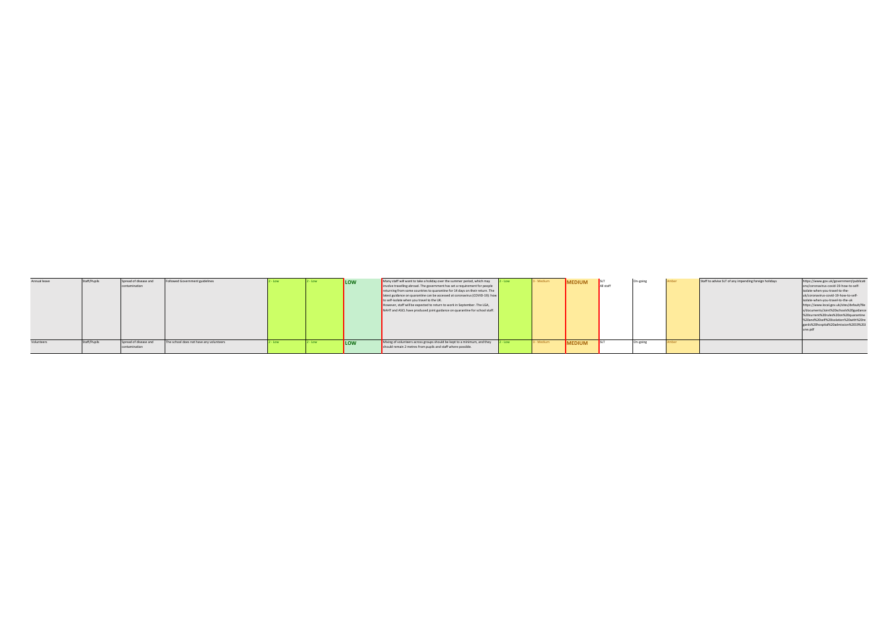| | | | | | | | | | | | | | | | |
|---|---|---|---|---|---|---|---|---|---|---|---|---|---|---|---|
| Annual leave | Staff/Pupils | Spread of disease and contamination | Followed Government guidelines | 2 - Low | 2 - Low | LOW | Many staff will want to take a holiday over the summer period, which may involve travelling abroad. The government has set a requirement for people returning from some countries to quarantine for 14 days on their return. The latest guidance on quarantine can be accessed at coronavirus (COVID-19): how to self-isolate when you travel to the UK.<br>However, staff will be expected to return to work in September. The LGA, NAHT and ASCL have produced joint guidance on quarantine for school staff. | 2 - Low | 3 - Medium | MEDIUM | SLT<br>All staff | On-going | Amber | Staff to advise SLT of any impending foreign holidays | https://www.gov.uk/government/publications/coronavirus-covid-19-how-to-self-isolate-when-you-travel-to-the-uk/coronavirus-covid-19-how-to-self-isolate-when-you-travel-to-the-uk<br>https://www.local.gov.uk/sites/default/files/documents/Joint%20schools%20guidance%20current%20rules%20on%20quarantine%20and%20self%20isolation%20with%20regards%20hospital%20admission%2019%20June.pdf |
| Volunteers | Staff/Pupils | Spread of disease and contamination | The school does not have any volunteers | 2 - Low | 2 - Low | LOW | Mixing of volunteers across groups should be kept to a minimum, and they should remain 2 metres from pupils and staff where possible. | 2 - Low | 3 - Medium | MEDIUM | SLT | On-going | Amber | | |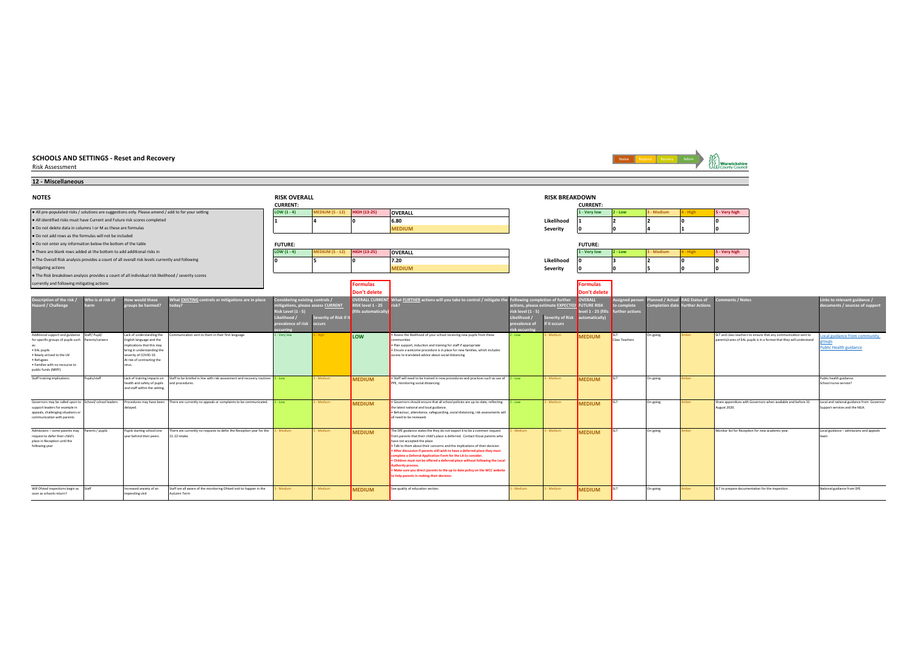## SCHOOLS AND SETTINGS - Reset and Recovery

Risk Assessment

Review | Response | Recovery | Reform

Warwickshire County Council

### 12 - Miscellaneous

**NOTES**

- All pre-populated risks / solutions are suggestions only. Please amend / add to for your setting
- All identified risks must have Current and Future risk scores completed
- Do not delete data in columns I or M as these are formulas
- Do not add rows as the formulas will not be included
- Do not enter any information below the bottom of the table
- There are blank rows added at the bottom to add additional risks in
- The Overall Risk analysis provides a count of all overall risk levels currently and following mitigating actions
- The Risk breakdown analysis provides a count of all individual risk likelihood / severity scores currently and following mitigating actions

**RISK OVERALL**

CURRENT:

| LOW (1 - 4) | MEDIUM (5 - 12) | HIGH (13-25) | OVERALL |
|---|---|---|---|
| 1 | 4 | 0 | 6.80 |
| | | | MEDIUM |

FUTURE:

| LOW (1 - 4) | MEDIUM (5 - 12) | HIGH (13-25) | OVERALL |
|---|---|---|---|
| 0 | 5 | 0 | 7.20 |
| | | | MEDIUM |

**RISK BREAKDOWN**

CURRENT:

| | 1 - Very low | 2 - Low | 3 - Medium | 4 - High | 5 - Very high |
|---|---|---|---|---|---|
| Likelihood | 1 | 2 | 2 | 0 | 0 |
| Severity | 0 | 0 | 4 | 1 | 0 |

FUTURE:

| | 1 - Very low | 2 - Low | 3 - Medium | 4 - High | 5 - Very high |
|---|---|---|---|---|---|
| Likelihood | 0 | 3 | 2 | 0 | 0 |
| Severity | 0 | 0 | 5 | 0 | 0 |

| Description of the risk / Hazard / Challenge | Who is at risk of harm | How would these groups be harmed? | What EXISTING controls or mitigations are in place today? | Considering existing controls / mitigations, please assess CURRENT Risk Level (1 - 5) Likelihood / prevalence of risk occurring | Severity of Risk if it occurs | Formulas Don't delete OVERALL CURRENT RISK level 1 - 25 (fills automatically) | What FURTHER actions will you take to control / mitigate the risk? | Following completion of further actions, please estimate EXPECTED risk level (1 - 5) Likelihood / prevalence of risk occurring | Severity of Risk if it occurs | Formulas Don't delete OVERALL FUTURE RISK level 1 - 25 (fills automatically) | Assigned person to complete further actions | Planned / Actual Completion date | RAG Status of Further Actions | Comments / Notes | Links to relevant guidance / documents / sources of support |
|---|---|---|---|---|---|---|---|---|---|---|---|---|---|---|---|
| Additional support and guidance for specific groups of pupils such as:<br>• EAL pupils<br>• Newly arrived to the UK<br>• Refugees<br>• Families with no recourse to public funds (NRPF) | Staff/ Pupil/ Parents/carers | Lack of understanding the English language and the implications that this may bring in understanding the severity of COVID-19. At risk of contracting the virus. | Communication sent to them in their first language | 1 - Very low | 4 - High | LOW | • Assess the likelihood of your school receiving new pupils from these communities<br>• Plan support, induction and training for staff if appropriate<br>• Ensure a welcome procedure is in place for new families, which includes access to translated advice about social distancing | 2 - Low | 3 - Medium | MEDIUM | SLT<br>Class Teachers | On-going | Amber | SLT and class teachers to ensure that any communication sent to parents/cares of EAL pupils is in a format that they will understand | Local guidance from community groups<br>Public Health guidance |
| Staff training implications | Pupils/staff | Lack of training impacts on health and safety of pupils and staff within the setting. | Staff to be briefed in line with risk assessment and recovery routines and procedures. | 2 - Low | 3 - Medium | MEDIUM | • Staff will need to be trained in new procedures and practices such as use of PPE, monitoring social distancing. | 2 - Low | 3 - Medium | MEDIUM | SLT | On-going | Amber | | Public health guidance.<br>School nurse service? |
| Governors may be called upon to support leaders for example in appeals, challenging situations or communication with parents | School/ school leaders | Procedures may have been delayed. | There are currently no appeals or complaints to be communicated. | 2 - Low | 3 - Medium | MEDIUM | • Governors should ensure that all school policies are up-to-date, reflecting the latest national and local guidance.<br>• Behaviour, attendance, safeguarding, social distancing, risk assessments will all need to be reviewed. | 2 - Low | 3 - Medium | MEDIUM | SLT | On-going | Amber | Share appendices with Governors when available and before 31 August 2020. | Local and national guidance from Governor Support services and the NGA. |
| Admissions – some parents may request to defer their child's place in Reception until the following year | Parents / pupils | Pupils starting school one year behind their peers. | There are currently no requests to defer the Reception year for the 21-22 intake. | 3 - Medium | 3 - Medium | MEDIUM | The DfE guidance states the they do not expect it to be a common request from parents that their child's place is deferred. Contact those parents who have not accepted the place<br>• Talk to them about their concerns and the implications of their decision<br>**• After discussion if parents still wish to have a deferred place they must complete a Deferral Application Form for the LA to consider.**<br>**• Children must not be offered a deferred place without following the Local Authority process.**<br>**• Make sure you direct parents to the up to date policy on the WCC website to help parents in making their decision.** | 3 - Medium | 3 - Medium | MEDIUM | SLT | On-going | Amber | Monitor list for Reception for new academic year. | Local guidance – admissions and appeals team |
| Will Ofsted inspections begin as soon as schools return? | Staff | Increased anxiety of an impending visit | Staff are all aware of the monitoring Ofsted visit to happen in the Autumn Term | 3 - Medium | 3 - Medium | MEDIUM | See quality of education section. | 3 - Medium | 3 - Medium | MEDIUM | SLT | On-going | Amber | SLT to prepare documentation for the inspection. | National guidance from DfE |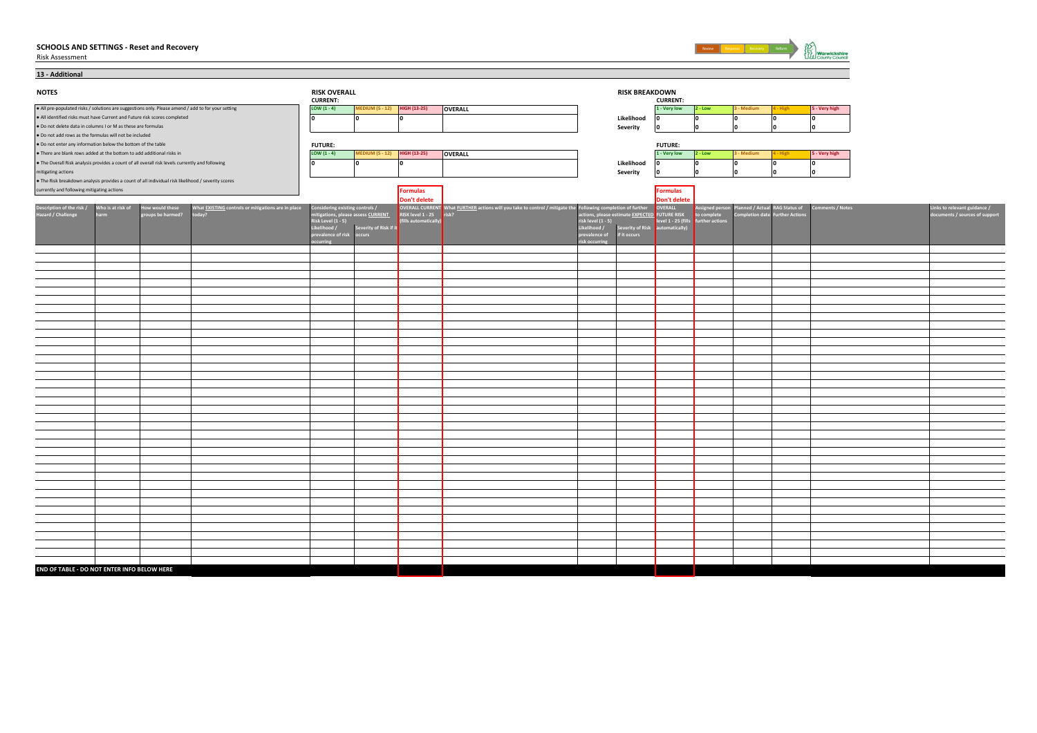# SCHOOLS AND SETTINGS - Reset and Recovery

Risk Assessment

## 13 - Additional

### NOTES

- All pre-populated risks / solutions are suggestions only. Please amend / add to for your setting
- All identified risks must have Current and Future risk scores completed
- Do not delete data in columns I or M as these are formulas
- Do not add rows as the formulas will not be included
- Do not enter any information below the bottom of the table
- There are blank rows added at the bottom to add additional risks in
- The Overall Risk analysis provides a count of all overall risk levels currently and following mitigating actions
- The Risk breakdown analysis provides a count of all individual risk likelihood / severity scores currently and following mitigating actions

### RISK OVERALL

**CURRENT:**

| LOW (1 - 4) | MEDIUM (5 - 12) | HIGH (13-25) | OVERALL |
|---|---|---|---|
| 0 | 0 | 0 | |

**FUTURE:**

| LOW (1 - 4) | MEDIUM (5 - 12) | HIGH (13-25) | OVERALL |
|---|---|---|---|
| 0 | 0 | 0 | |

### RISK BREAKDOWN

**CURRENT:**

| | 1 - Very low | 2 - Low | 3 - Medium | 4 - High | 5 - Very high |
|---|---|---|---|---|---|
| Likelihood | 0 | 0 | 0 | 0 | 0 |
| Severity | 0 | 0 | 0 | 0 | 0 |

**FUTURE:**

| | 1 - Very low | 2 - Low | 3 - Medium | 4 - High | 5 - Very high |
|---|---|---|---|---|---|
| Likelihood | 0 | 0 | 0 | 0 | 0 |
| Severity | 0 | 0 | 0 | 0 | 0 |

| Description of the risk / Hazard / Challenge | Who is at risk of harm | How would these groups be harmed? | What EXISTING controls or mitigations are in place today? | Considering existing controls / mitigations, please assess CURRENT Risk Level (1 - 5) | | Formulas Don't delete | What FURTHER actions will you take to control / mitigate the risk? | Following completion of further actions, please estimate EXPECTED risk level (1 - 5) | | Formulas Don't delete | Assigned person to complete further actions | Planned / Actual Completion date | RAG Status of Further Actions | Comments / Notes | Links to relevant guidance / documents / sources of support |
|---|---|---|---|---|---|---|---|---|---|---|---|---|---|---|---|
| | | | | Likelihood / prevalence of risk occurring | Severity of Risk if it occurs | OVERALL CURRENT RISK level 1 - 25 (fills automatically) | | Likelihood / prevalence of risk occurring | Severity of Risk if it occurs | OVERALL FUTURE RISK level 1 - 25 (fills automatically) | | | | | |
| | | | | | | | | | | | | | | | |
| | | | | | | | | | | | | | | | |
| | | | | | | | | | | | | | | | |
| | | | | | | | | | | | | | | | |
| | | | | | | | | | | | | | | | |
| | | | | | | | | | | | | | | | |
| | | | | | | | | | | | | | | | |
| | | | | | | | | | | | | | | | |
| | | | | | | | | | | | | | | | |
| | | | | | | | | | | | | | | | |
| END OF TABLE - DO NOT ENTER INFO BELOW HERE | | | | | | | | | | | | | | | |